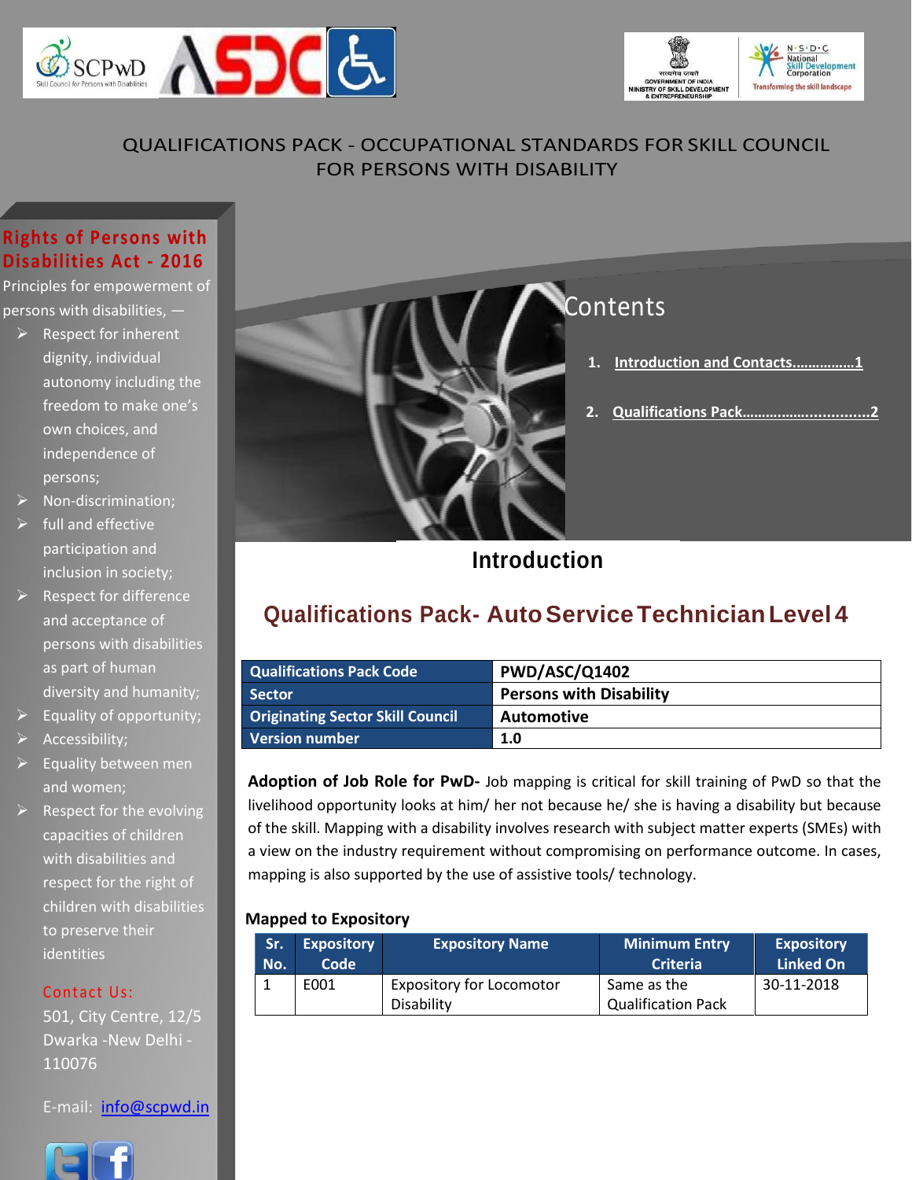QUALIFICATIONS PACK - OCCUPATIONAL STANDARDS FOR SKILL COUNCIL FOR PERSONS WITH DISABILITY

**Rights of Persons with Disabilities Act - 2016**

Principles for empowerment of persons with disabilities, —

- Respect for inherent dignity, individual autonomy including the freedom to make one's own choices, and independence of persons;
- Non-discrimination;
- full and effective participation and inclusion in society;
- Respect for difference and acceptance of persons with disabilities as part of human diversity and humanity;
- Equality of opportunity;
- Accessibility;
- Equality between men and women;
- Respect for the evolving capacities of children with disabilities and respect for the right of children with disabilities to preserve their identities

Contact Us:

501, City Centre, 12/5 Dwarka -New Delhi - 110076

E-mail: info@scpwd.in

## Contents

1. Introduction and Contacts................1
2. Qualifications Pack................................2

## Introduction

## Qualifications Pack- Auto Service Technician Level 4

| Qualifications Pack Code | PWD/ASC/Q1402 |
|---|---|
| Sector | Persons with Disability |
| Originating Sector Skill Council | Automotive |
| Version number | 1.0 |

**Adoption of Job Role for PwD-** Job mapping is critical for skill training of PwD so that the livelihood opportunity looks at him/ her not because he/ she is having a disability but because of the skill. Mapping with a disability involves research with subject matter experts (SMEs) with a view on the industry requirement without compromising on performance outcome. In cases, mapping is also supported by the use of assistive tools/ technology.

**Mapped to Expository**

| Sr. No. | Expository Code | Expository Name | Minimum Entry Criteria | Expository Linked On |
|---|---|---|---|---|
| 1 | E001 | Expository for Locomotor Disability | Same as the Qualification Pack | 30-11-2018 |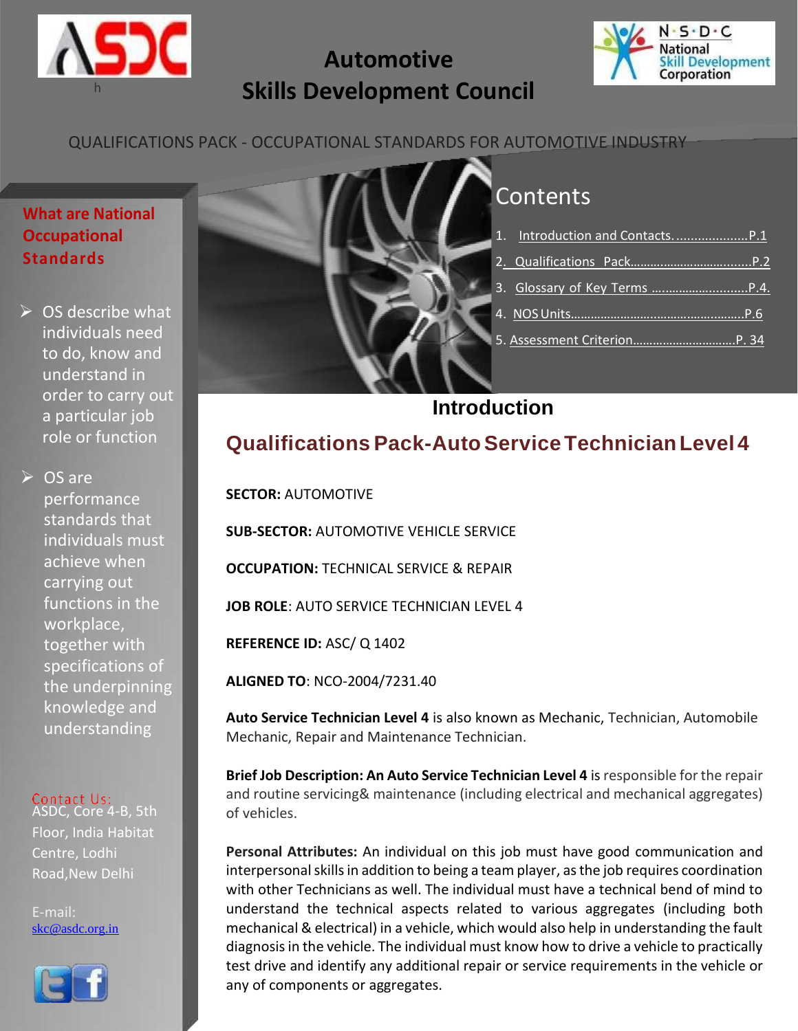# Automotive Skills Development Council

QUALIFICATIONS PACK - OCCUPATIONAL STANDARDS FOR AUTOMOTIVE INDUSTRY

## What are National Occupational Standards

- OS describe what individuals need to do, know and understand in order to carry out a particular job role or function
- OS are performance standards that individuals must achieve when carrying out functions in the workplace, together with specifications of the underpinning knowledge and understanding

Contact Us:
ASDC, Core 4-B, 5th Floor, India Habitat Centre, Lodhi Road,New Delhi

E-mail:
skc@asdc.org.in

## Contents

1. Introduction and Contacts....................P.1
2. Qualifications Pack.................................P.2
3. Glossary of Key Terms ...........................P.4.
4. NOS Units.................................................P.6
5. Assessment Criterion..............................P. 34

## Introduction

## Qualifications Pack-Auto Service Technician Level 4

**SECTOR:** AUTOMOTIVE

**SUB-SECTOR:** AUTOMOTIVE VEHICLE SERVICE

**OCCUPATION:** TECHNICAL SERVICE & REPAIR

**JOB ROLE**: AUTO SERVICE TECHNICIAN LEVEL 4

**REFERENCE ID:** ASC/ Q 1402

**ALIGNED TO**: NCO-2004/7231.40

**Auto Service Technician Level 4** is also known as Mechanic, Technician, Automobile Mechanic, Repair and Maintenance Technician.

**Brief Job Description: An Auto Service Technician Level 4** is responsible for the repair and routine servicing& maintenance (including electrical and mechanical aggregates) of vehicles.

**Personal Attributes:** An individual on this job must have good communication and interpersonal skills in addition to being a team player, as the job requires coordination with other Technicians as well. The individual must have a technical bend of mind to understand the technical aspects related to various aggregates (including both mechanical & electrical) in a vehicle, which would also help in understanding the fault diagnosis in the vehicle. The individual must know how to drive a vehicle to practically test drive and identify any additional repair or service requirements in the vehicle or any of components or aggregates.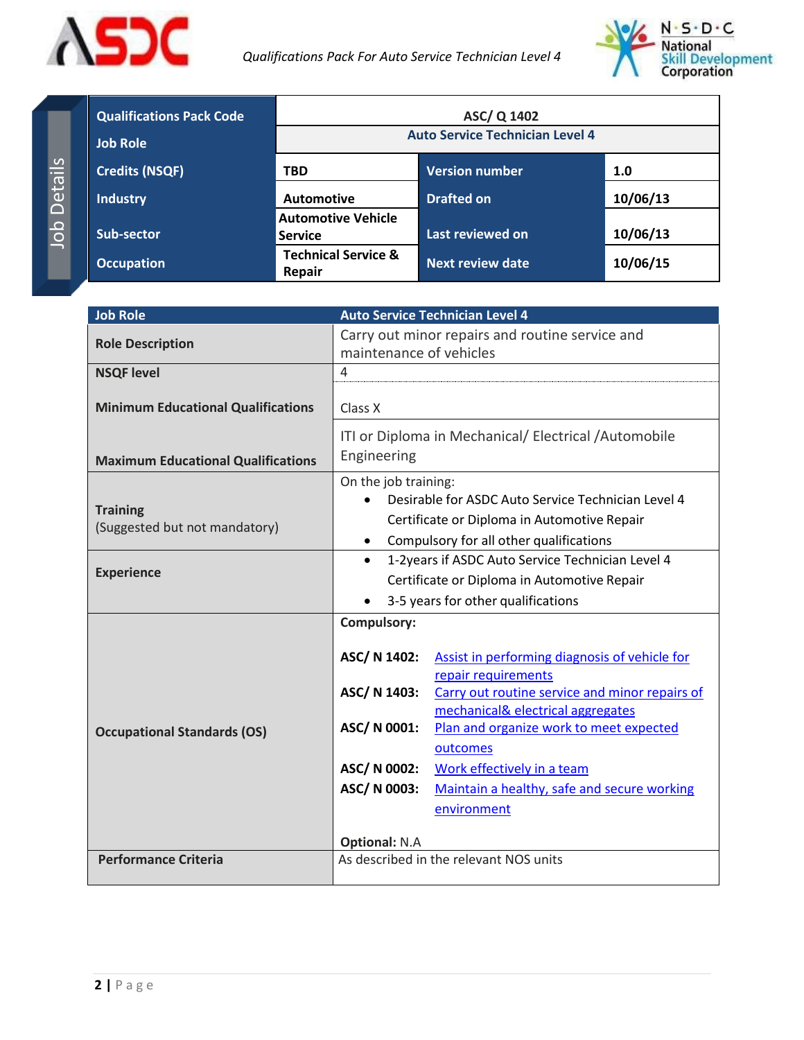**Job Details**

| Qualifications Pack Code | ASC/ Q 1402 | | |
|---|---|---|---|
| Job Role | Auto Service Technician Level 4 | | |
| Credits (NSQF) | TBD | Version number | 1.0 |
| Industry | Automotive | Drafted on | 10/06/13 |
| Sub-sector | Automotive Vehicle Service | Last reviewed on | 10/06/13 |
| Occupation | Technical Service & Repair | Next review date | 10/06/15 |

| Job Role | Auto Service Technician Level 4 |
|---|---|
| Role Description | Carry out minor repairs and routine service and maintenance of vehicles |
| NSQF level | 4 |
| Minimum Educational Qualifications | Class X |
| Maximum Educational Qualifications | ITI or Diploma in Mechanical/ Electrical /Automobile Engineering |
| Training (Suggested but not mandatory) | On the job training:<br>• Desirable for ASDC Auto Service Technician Level 4 Certificate or Diploma in Automotive Repair<br>• Compulsory for all other qualifications |
| Experience | • 1-2years if ASDC Auto Service Technician Level 4 Certificate or Diploma in Automotive Repair<br>• 3-5 years for other qualifications |
| Occupational Standards (OS) | **Compulsory:**<br>**ASC/ N 1402:** Assist in performing diagnosis of vehicle for repair requirements<br>**ASC/ N 1403:** Carry out routine service and minor repairs of mechanical& electrical aggregates<br>**ASC/ N 0001:** Plan and organize work to meet expected outcomes<br>**ASC/ N 0002:** Work effectively in a team<br>**ASC/ N 0003:** Maintain a healthy, safe and secure working environment<br><br>**Optional:** N.A |
| Performance Criteria | As described in the relevant NOS units |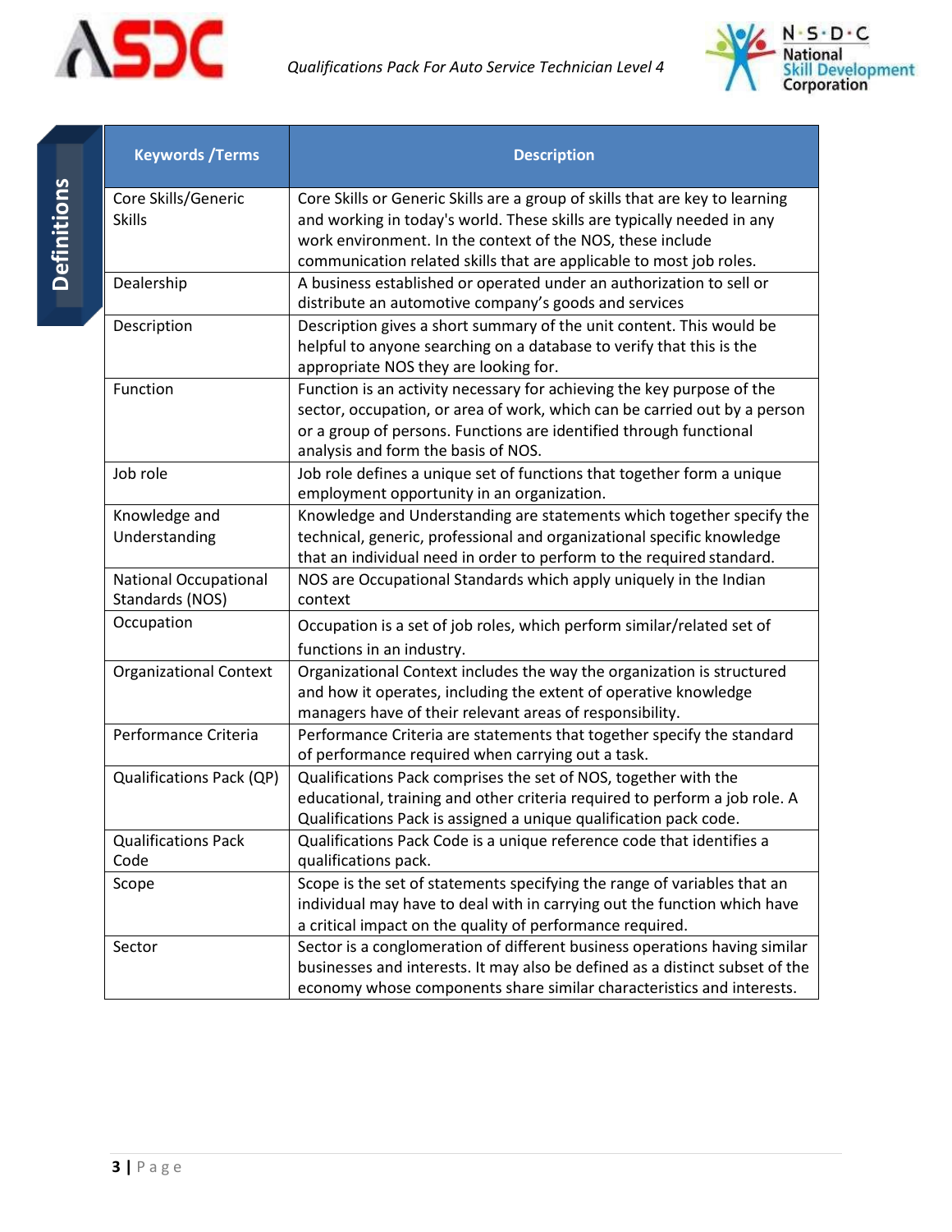## Definitions

| Keywords /Terms | Description |
|---|---|
| Core Skills/Generic Skills | Core Skills or Generic Skills are a group of skills that are key to learning and working in today's world. These skills are typically needed in any work environment. In the context of the NOS, these include communication related skills that are applicable to most job roles. |
| Dealership | A business established or operated under an authorization to sell or distribute an automotive company's goods and services |
| Description | Description gives a short summary of the unit content. This would be helpful to anyone searching on a database to verify that this is the appropriate NOS they are looking for. |
| Function | Function is an activity necessary for achieving the key purpose of the sector, occupation, or area of work, which can be carried out by a person or a group of persons. Functions are identified through functional analysis and form the basis of NOS. |
| Job role | Job role defines a unique set of functions that together form a unique employment opportunity in an organization. |
| Knowledge and Understanding | Knowledge and Understanding are statements which together specify the technical, generic, professional and organizational specific knowledge that an individual need in order to perform to the required standard. |
| National Occupational Standards (NOS) | NOS are Occupational Standards which apply uniquely in the Indian context |
| Occupation | Occupation is a set of job roles, which perform similar/related set of functions in an industry. |
| Organizational Context | Organizational Context includes the way the organization is structured and how it operates, including the extent of operative knowledge managers have of their relevant areas of responsibility. |
| Performance Criteria | Performance Criteria are statements that together specify the standard of performance required when carrying out a task. |
| Qualifications Pack (QP) | Qualifications Pack comprises the set of NOS, together with the educational, training and other criteria required to perform a job role. A Qualifications Pack is assigned a unique qualification pack code. |
| Qualifications Pack Code | Qualifications Pack Code is a unique reference code that identifies a qualifications pack. |
| Scope | Scope is the set of statements specifying the range of variables that an individual may have to deal with in carrying out the function which have a critical impact on the quality of performance required. |
| Sector | Sector is a conglomeration of different business operations having similar businesses and interests. It may also be defined as a distinct subset of the economy whose components share similar characteristics and interests. |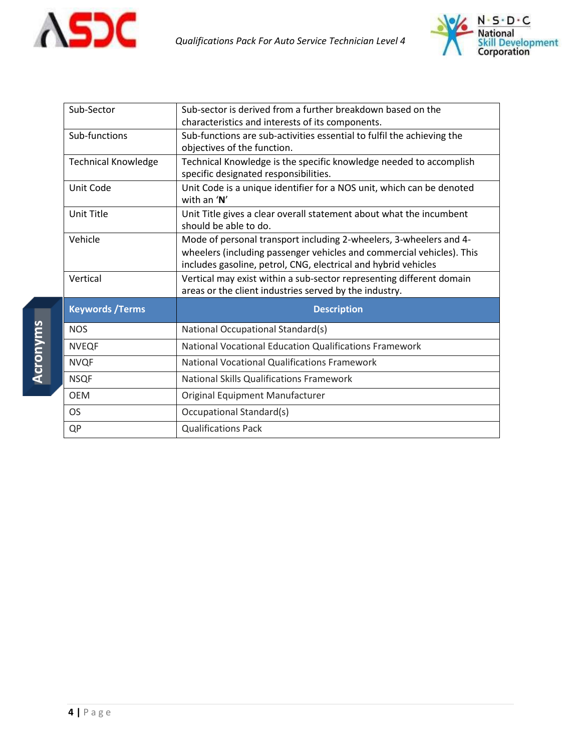| | |
|---|---|
| Sub-Sector | Sub-sector is derived from a further breakdown based on the characteristics and interests of its components. |
| Sub-functions | Sub-functions are sub-activities essential to fulfil the achieving the objectives of the function. |
| Technical Knowledge | Technical Knowledge is the specific knowledge needed to accomplish specific designated responsibilities. |
| Unit Code | Unit Code is a unique identifier for a NOS unit, which can be denoted with an '**N**' |
| Unit Title | Unit Title gives a clear overall statement about what the incumbent should be able to do. |
| Vehicle | Mode of personal transport including 2-wheelers, 3-wheelers and 4-wheelers (including passenger vehicles and commercial vehicles). This includes gasoline, petrol, CNG, electrical and hybrid vehicles |
| Vertical | Vertical may exist within a sub-sector representing different domain areas or the client industries served by the industry. |

## Acronyms

| Keywords /Terms | Description |
|---|---|
| NOS | National Occupational Standard(s) |
| NVEQF | National Vocational Education Qualifications Framework |
| NVQF | National Vocational Qualifications Framework |
| NSQF | National Skills Qualifications Framework |
| OEM | Original Equipment Manufacturer |
| OS | Occupational Standard(s) |
| QP | Qualifications Pack |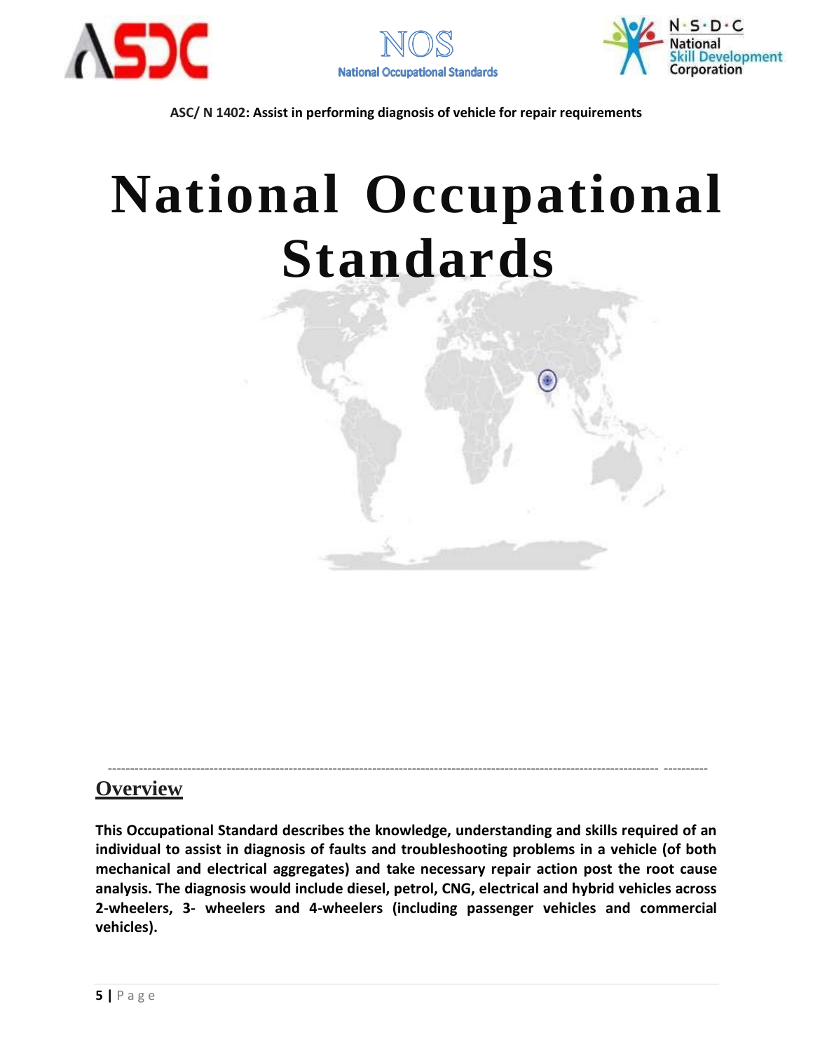ASC/ N 1402: Assist in performing diagnosis of vehicle for repair requirements

# National Occupational Standards

## Overview

**This Occupational Standard describes the knowledge, understanding and skills required of an individual to assist in diagnosis of faults and troubleshooting problems in a vehicle (of both mechanical and electrical aggregates) and take necessary repair action post the root cause analysis. The diagnosis would include diesel, petrol, CNG, electrical and hybrid vehicles across 2-wheelers, 3- wheelers and 4-wheelers (including passenger vehicles and commercial vehicles).**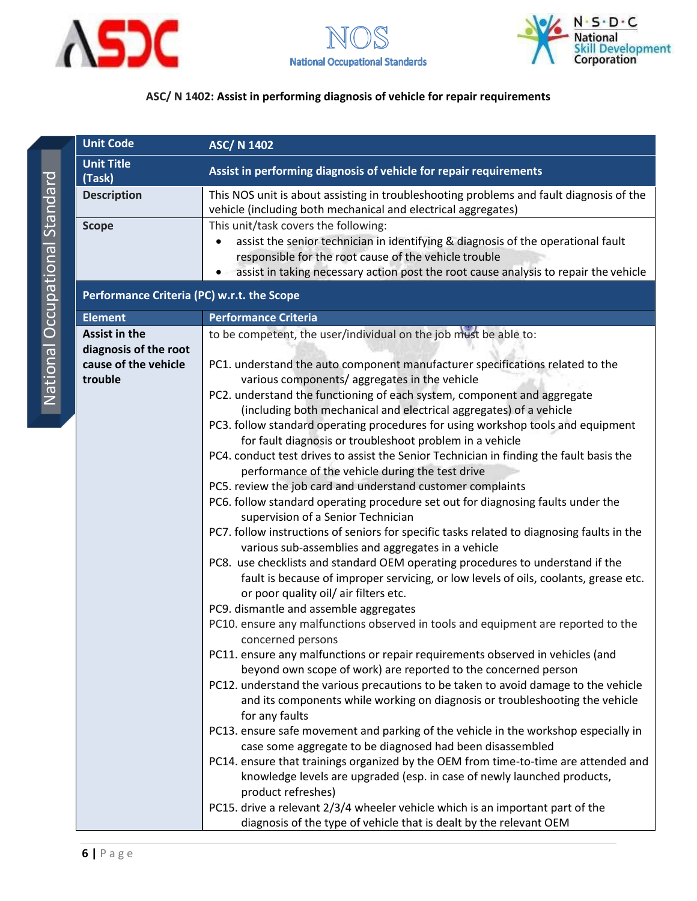**ASC/ N 1402: Assist in performing diagnosis of vehicle for repair requirements**

| Unit Code | ASC/ N 1402 |
|---|---|
| Unit Title (Task) | Assist in performing diagnosis of vehicle for repair requirements |
| Description | This NOS unit is about assisting in troubleshooting problems and fault diagnosis of the vehicle (including both mechanical and electrical aggregates) |
| Scope | This unit/task covers the following:<br>• assist the senior technician in identifying & diagnosis of the operational fault responsible for the root cause of the vehicle trouble<br>• assist in taking necessary action post the root cause analysis to repair the vehicle |
| **Performance Criteria (PC) w.r.t. the Scope** | |
| **Element** | **Performance Criteria** |
| **Assist in the diagnosis of the root cause of the vehicle trouble** | to be competent, the user/individual on the job must be able to:<br><br>PC1. understand the auto component manufacturer specifications related to the various components/ aggregates in the vehicle<br>PC2. understand the functioning of each system, component and aggregate (including both mechanical and electrical aggregates) of a vehicle<br>PC3. follow standard operating procedures for using workshop tools and equipment for fault diagnosis or troubleshoot problem in a vehicle<br>PC4. conduct test drives to assist the Senior Technician in finding the fault basis the performance of the vehicle during the test drive<br>PC5. review the job card and understand customer complaints<br>PC6. follow standard operating procedure set out for diagnosing faults under the supervision of a Senior Technician<br>PC7. follow instructions of seniors for specific tasks related to diagnosing faults in the various sub-assemblies and aggregates in a vehicle<br>PC8. use checklists and standard OEM operating procedures to understand if the fault is because of improper servicing, or low levels of oils, coolants, grease etc. or poor quality oil/ air filters etc.<br>PC9. dismantle and assemble aggregates<br>PC10. ensure any malfunctions observed in tools and equipment are reported to the concerned persons<br>PC11. ensure any malfunctions or repair requirements observed in vehicles (and beyond own scope of work) are reported to the concerned person<br>PC12. understand the various precautions to be taken to avoid damage to the vehicle and its components while working on diagnosis or troubleshooting the vehicle for any faults<br>PC13. ensure safe movement and parking of the vehicle in the workshop especially in case some aggregate to be diagnosed had been disassembled<br>PC14. ensure that trainings organized by the OEM from time-to-time are attended and knowledge levels are upgraded (esp. in case of newly launched products, product refreshes)<br>PC15. drive a relevant 2/3/4 wheeler vehicle which is an important part of the diagnosis of the type of vehicle that is dealt by the relevant OEM |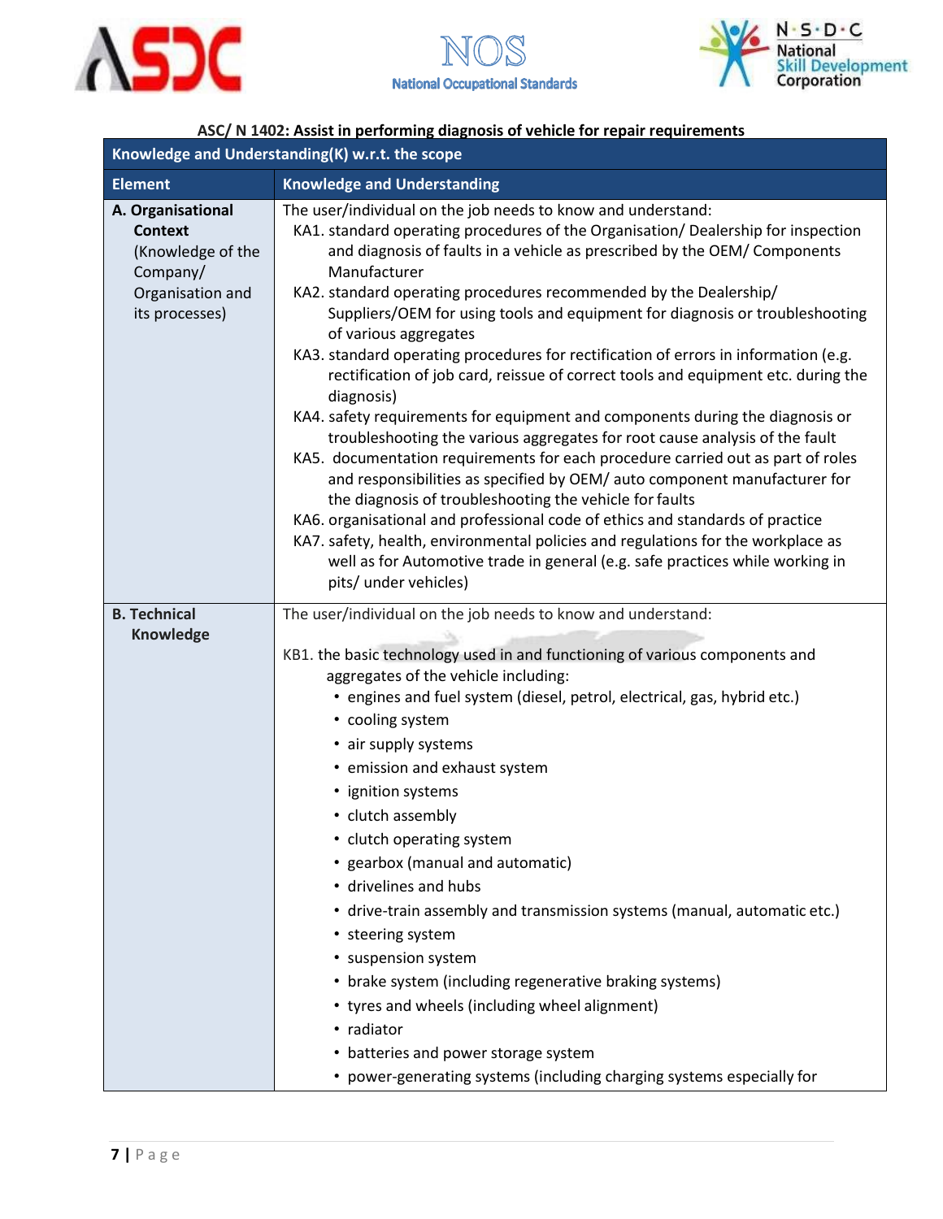**ASC/ N 1402: Assist in performing diagnosis of vehicle for repair requirements**

| Knowledge and Understanding(K) w.r.t. the scope | |
|---|---|
| **Element** | **Knowledge and Understanding** |
| **A. Organisational Context** (Knowledge of the Company/ Organisation and its processes) | The user/individual on the job needs to know and understand:<br>KA1. standard operating procedures of the Organisation/ Dealership for inspection and diagnosis of faults in a vehicle as prescribed by the OEM/ Components Manufacturer<br>KA2. standard operating procedures recommended by the Dealership/ Suppliers/OEM for using tools and equipment for diagnosis or troubleshooting of various aggregates<br>KA3. standard operating procedures for rectification of errors in information (e.g. rectification of job card, reissue of correct tools and equipment etc. during the diagnosis)<br>KA4. safety requirements for equipment and components during the diagnosis or troubleshooting the various aggregates for root cause analysis of the fault<br>KA5. documentation requirements for each procedure carried out as part of roles and responsibilities as specified by OEM/ auto component manufacturer for the diagnosis of troubleshooting the vehicle for faults<br>KA6. organisational and professional code of ethics and standards of practice<br>KA7. safety, health, environmental policies and regulations for the workplace as well as for Automotive trade in general (e.g. safe practices while working in pits/ under vehicles) |
| **B. Technical Knowledge** | The user/individual on the job needs to know and understand:<br>KB1. the basic technology used in and functioning of various components and aggregates of the vehicle including:<br>• engines and fuel system (diesel, petrol, electrical, gas, hybrid etc.)<br>• cooling system<br>• air supply systems<br>• emission and exhaust system<br>• ignition systems<br>• clutch assembly<br>• clutch operating system<br>• gearbox (manual and automatic)<br>• drivelines and hubs<br>• drive-train assembly and transmission systems (manual, automatic etc.)<br>• steering system<br>• suspension system<br>• brake system (including regenerative braking systems)<br>• tyres and wheels (including wheel alignment)<br>• radiator<br>• batteries and power storage system<br>• power-generating systems (including charging systems especially for |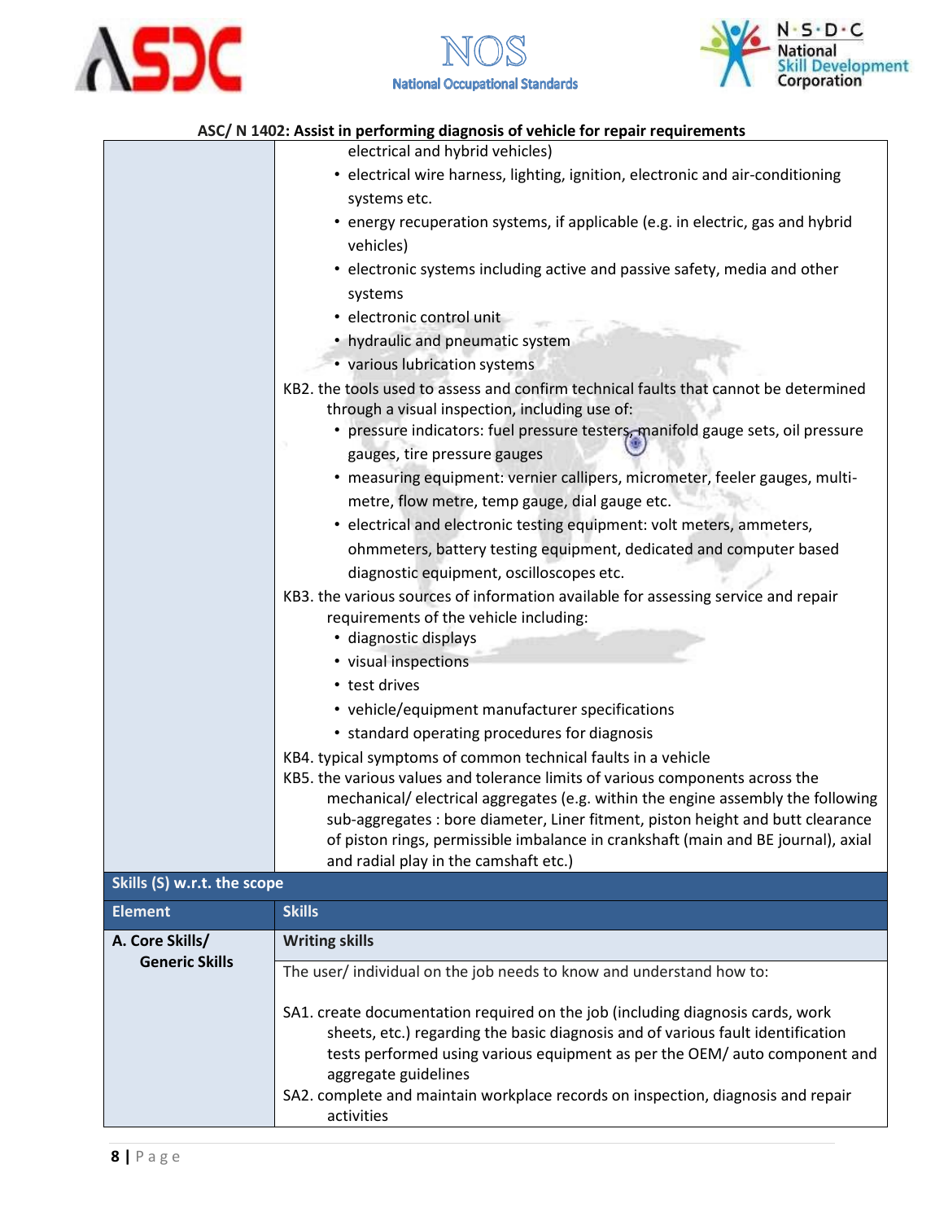ASC/ N 1402: Assist in performing diagnosis of vehicle for repair requirements

| | |
|---|---|
| | electrical and hybrid vehicles)<br>• electrical wire harness, lighting, ignition, electronic and air-conditioning systems etc.<br>• energy recuperation systems, if applicable (e.g. in electric, gas and hybrid vehicles)<br>• electronic systems including active and passive safety, media and other systems<br>• electronic control unit<br>• hydraulic and pneumatic system<br>• various lubrication systems<br>KB2. the tools used to assess and confirm technical faults that cannot be determined through a visual inspection, including use of:<br>• pressure indicators: fuel pressure testers, manifold gauge sets, oil pressure gauges, tire pressure gauges<br>• measuring equipment: vernier callipers, micrometer, feeler gauges, multi-metre, flow metre, temp gauge, dial gauge etc.<br>• electrical and electronic testing equipment: volt meters, ammeters, ohmmeters, battery testing equipment, dedicated and computer based diagnostic equipment, oscilloscopes etc.<br>KB3. the various sources of information available for assessing service and repair requirements of the vehicle including:<br>• diagnostic displays<br>• visual inspections<br>• test drives<br>• vehicle/equipment manufacturer specifications<br>• standard operating procedures for diagnosis<br>KB4. typical symptoms of common technical faults in a vehicle<br>KB5. the various values and tolerance limits of various components across the mechanical/ electrical aggregates (e.g. within the engine assembly the following sub-aggregates : bore diameter, Liner fitment, piston height and butt clearance of piston rings, permissible imbalance in crankshaft (main and BE journal), axial and radial play in the camshaft etc.) |
| **Skills (S) w.r.t. the scope** | |
| **Element** | **Skills** |
| **A. Core Skills/ Generic Skills** | **Writing skills** |
| | The user/ individual on the job needs to know and understand how to:<br><br>SA1. create documentation required on the job (including diagnosis cards, work sheets, etc.) regarding the basic diagnosis and of various fault identification tests performed using various equipment as per the OEM/ auto component and aggregate guidelines<br>SA2. complete and maintain workplace records on inspection, diagnosis and repair activities |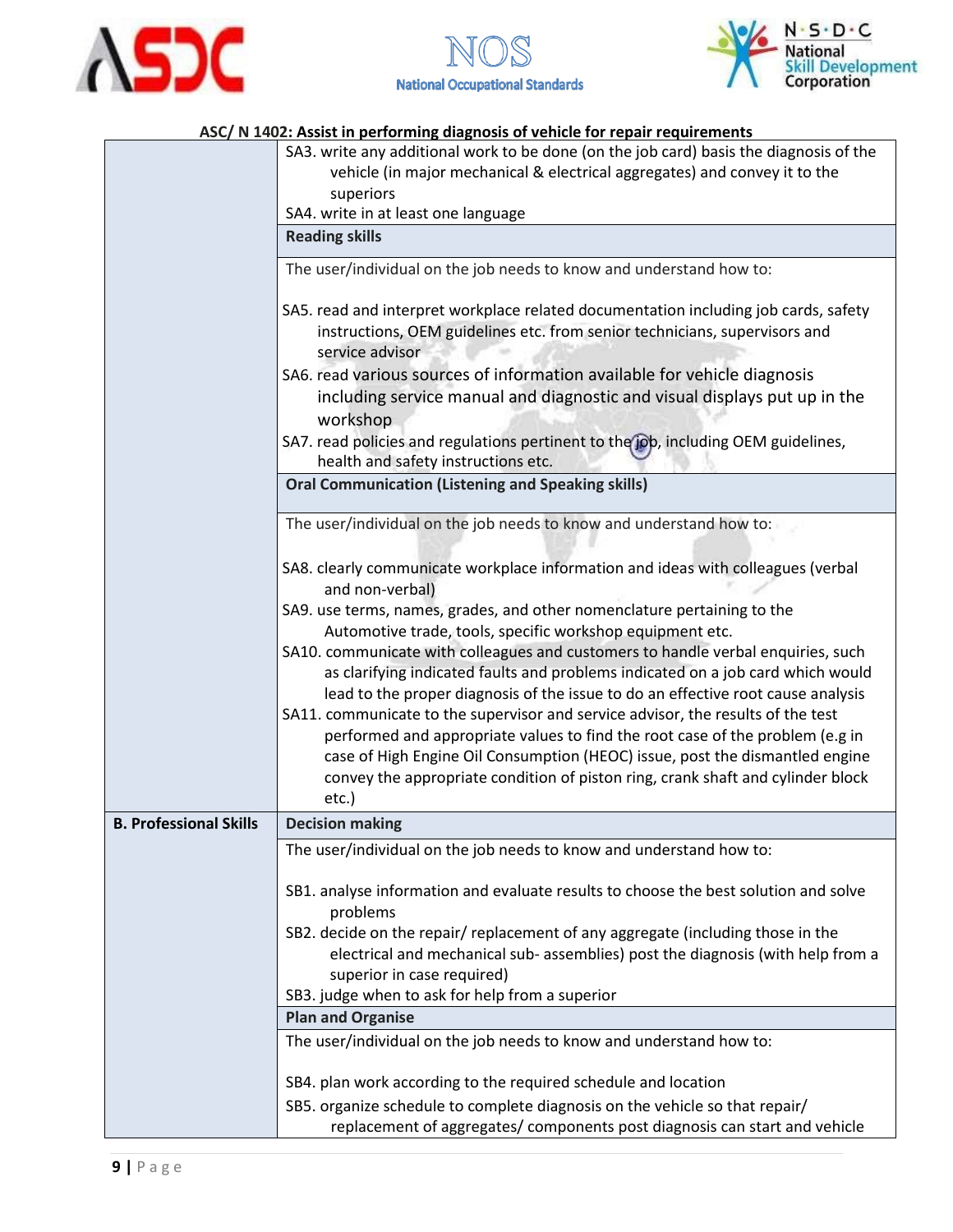ASC/ N 1402: Assist in performing diagnosis of vehicle for repair requirements

| | |
|---|---|
| | SA3. write any additional work to be done (on the job card) basis the diagnosis of the vehicle (in major mechanical & electrical aggregates) and convey it to the superiors<br>SA4. write in at least one language |
| | **Reading skills** |
| | The user/individual on the job needs to know and understand how to:<br><br>SA5. read and interpret workplace related documentation including job cards, safety instructions, OEM guidelines etc. from senior technicians, supervisors and service advisor<br>SA6. read various sources of information available for vehicle diagnosis including service manual and diagnostic and visual displays put up in the workshop<br>SA7. read policies and regulations pertinent to the job, including OEM guidelines, health and safety instructions etc. |
| | **Oral Communication (Listening and Speaking skills)** |
| | The user/individual on the job needs to know and understand how to:<br><br>SA8. clearly communicate workplace information and ideas with colleagues (verbal and non-verbal)<br>SA9. use terms, names, grades, and other nomenclature pertaining to the Automotive trade, tools, specific workshop equipment etc.<br>SA10. communicate with colleagues and customers to handle verbal enquiries, such as clarifying indicated faults and problems indicated on a job card which would lead to the proper diagnosis of the issue to do an effective root cause analysis<br>SA11. communicate to the supervisor and service advisor, the results of the test performed and appropriate values to find the root case of the problem (e.g in case of High Engine Oil Consumption (HEOC) issue, post the dismantled engine convey the appropriate condition of piston ring, crank shaft and cylinder block etc.) |
| **B. Professional Skills** | **Decision making** |
| | The user/individual on the job needs to know and understand how to:<br><br>SB1. analyse information and evaluate results to choose the best solution and solve problems<br>SB2. decide on the repair/ replacement of any aggregate (including those in the electrical and mechanical sub- assemblies) post the diagnosis (with help from a superior in case required)<br>SB3. judge when to ask for help from a superior |
| | **Plan and Organise** |
| | The user/individual on the job needs to know and understand how to:<br><br>SB4. plan work according to the required schedule and location<br>SB5. organize schedule to complete diagnosis on the vehicle so that repair/ replacement of aggregates/ components post diagnosis can start and vehicle |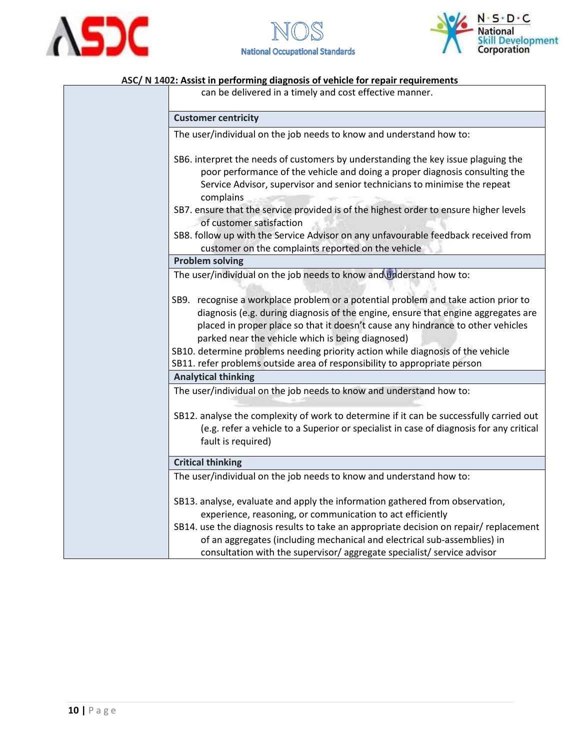ASC/ N 1402: Assist in performing diagnosis of vehicle for repair requirements

| | |
|---|---|
| | can be delivered in a timely and cost effective manner. |
| | **Customer centricity** |
| | The user/individual on the job needs to know and understand how to:<br><br>SB6. interpret the needs of customers by understanding the key issue plaguing the poor performance of the vehicle and doing a proper diagnosis consulting the Service Advisor, supervisor and senior technicians to minimise the repeat complains<br>SB7. ensure that the service provided is of the highest order to ensure higher levels of customer satisfaction<br>SB8. follow up with the Service Advisor on any unfavourable feedback received from customer on the complaints reported on the vehicle |
| | **Problem solving** |
| | The user/individual on the job needs to know and understand how to:<br><br>SB9. recognise a workplace problem or a potential problem and take action prior to diagnosis (e.g. during diagnosis of the engine, ensure that engine aggregates are placed in proper place so that it doesn't cause any hindrance to other vehicles parked near the vehicle which is being diagnosed)<br>SB10. determine problems needing priority action while diagnosis of the vehicle<br>SB11. refer problems outside area of responsibility to appropriate person |
| | **Analytical thinking** |
| | The user/individual on the job needs to know and understand how to:<br><br>SB12. analyse the complexity of work to determine if it can be successfully carried out (e.g. refer a vehicle to a Superior or specialist in case of diagnosis for any critical fault is required) |
| | **Critical thinking** |
| | The user/individual on the job needs to know and understand how to:<br><br>SB13. analyse, evaluate and apply the information gathered from observation, experience, reasoning, or communication to act efficiently<br>SB14. use the diagnosis results to take an appropriate decision on repair/ replacement of an aggregates (including mechanical and electrical sub-assemblies) in consultation with the supervisor/ aggregate specialist/ service advisor |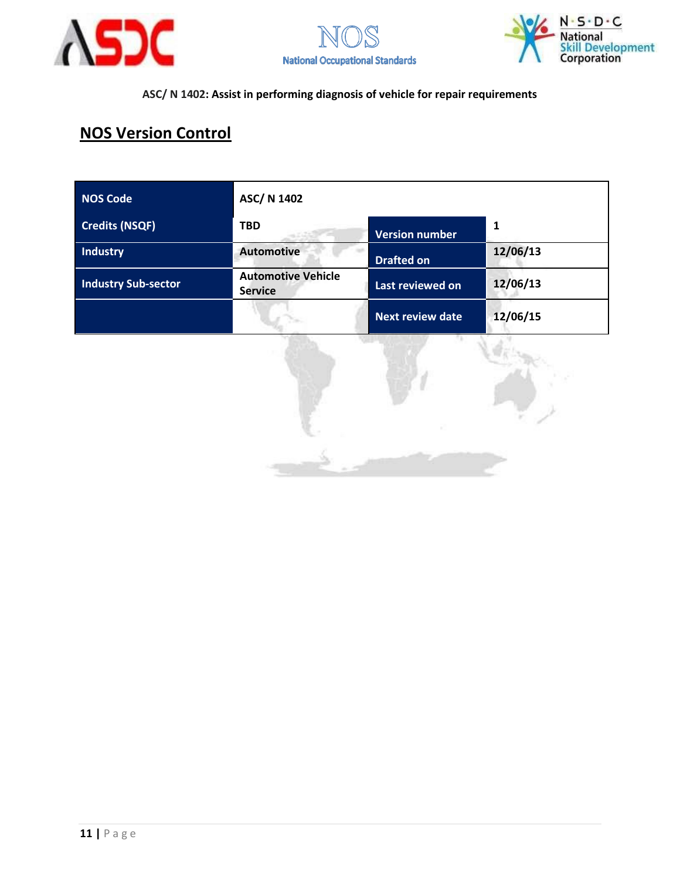ASC/ N 1402: Assist in performing diagnosis of vehicle for repair requirements

## NOS Version Control

| NOS Code | ASC/ N 1402 | | |
|---|---|---|---|
| Credits (NSQF) | TBD | Version number | 1 |
| Industry | Automotive | Drafted on | 12/06/13 |
| Industry Sub-sector | Automotive Vehicle Service | Last reviewed on | 12/06/13 |
| | | Next review date | 12/06/15 |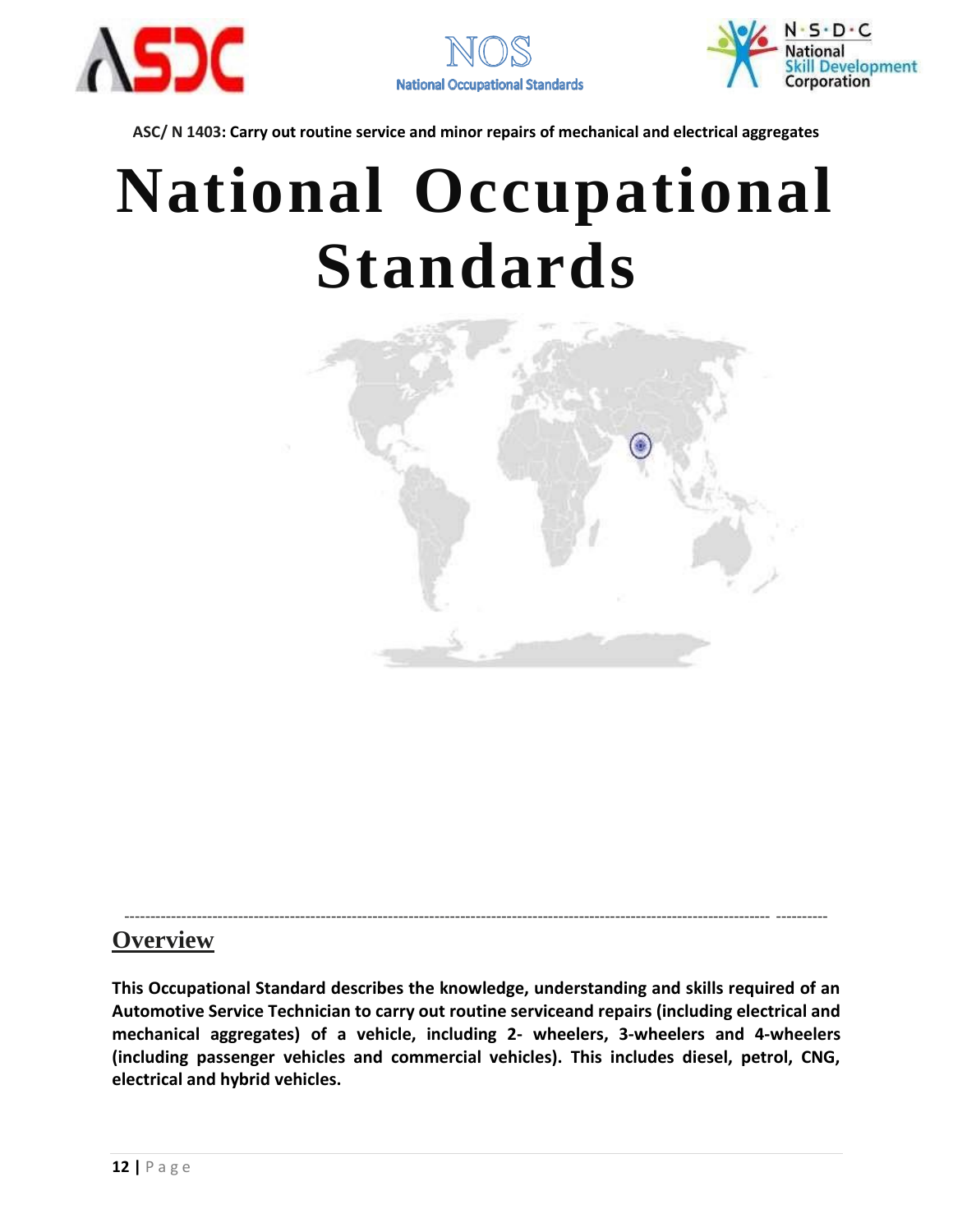ASC/ N 1403: Carry out routine service and minor repairs of mechanical and electrical aggregates

# National Occupational Standards

---

## Overview

**This Occupational Standard describes the knowledge, understanding and skills required of an Automotive Service Technician to carry out routine serviceand repairs (including electrical and mechanical aggregates) of a vehicle, including 2- wheelers, 3-wheelers and 4-wheelers (including passenger vehicles and commercial vehicles). This includes diesel, petrol, CNG, electrical and hybrid vehicles.**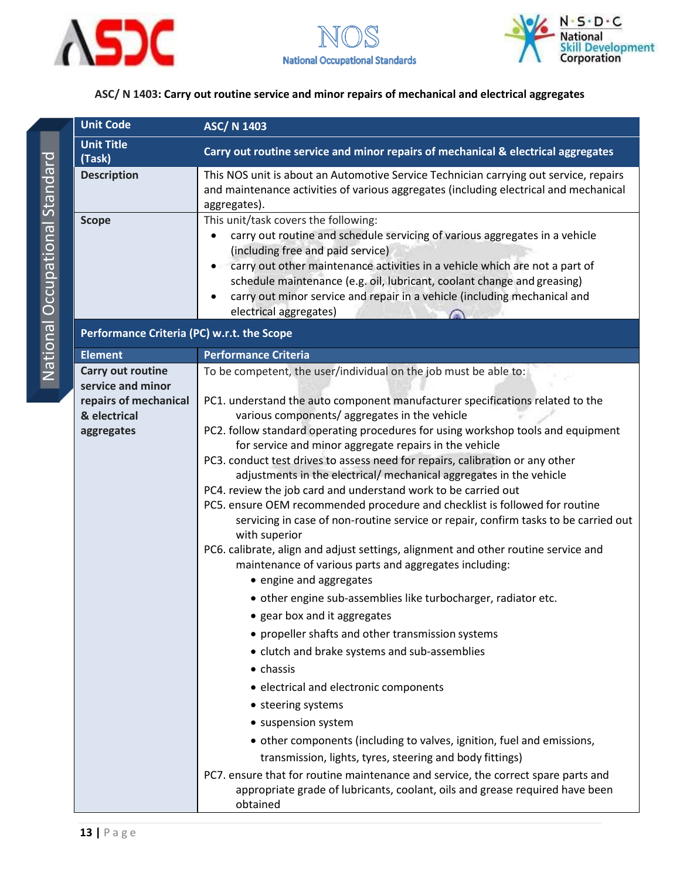**ASC/ N 1403: Carry out routine service and minor repairs of mechanical and electrical aggregates**

| Unit Code | ASC/ N 1403 |
|---|---|
| Unit Title (Task) | Carry out routine service and minor repairs of mechanical & electrical aggregates |
| Description | This NOS unit is about an Automotive Service Technician carrying out service, repairs and maintenance activities of various aggregates (including electrical and mechanical aggregates). |
| Scope | This unit/task covers the following:<br>• carry out routine and schedule servicing of various aggregates in a vehicle (including free and paid service)<br>• carry out other maintenance activities in a vehicle which are not a part of schedule maintenance (e.g. oil, lubricant, coolant change and greasing)<br>• carry out minor service and repair in a vehicle (including mechanical and electrical aggregates) |
| **Performance Criteria (PC) w.r.t. the Scope** | |
| **Element** | **Performance Criteria** |
| Carry out routine service and minor repairs of mechanical & electrical aggregates | To be competent, the user/individual on the job must be able to:<br><br>PC1. understand the auto component manufacturer specifications related to the various components/ aggregates in the vehicle<br>PC2. follow standard operating procedures for using workshop tools and equipment for service and minor aggregate repairs in the vehicle<br>PC3. conduct test drives to assess need for repairs, calibration or any other adjustments in the electrical/ mechanical aggregates in the vehicle<br>PC4. review the job card and understand work to be carried out<br>PC5. ensure OEM recommended procedure and checklist is followed for routine servicing in case of non-routine service or repair, confirm tasks to be carried out with superior<br>PC6. calibrate, align and adjust settings, alignment and other routine service and maintenance of various parts and aggregates including:<br>• engine and aggregates<br>• other engine sub-assemblies like turbocharger, radiator etc.<br>• gear box and it aggregates<br>• propeller shafts and other transmission systems<br>• clutch and brake systems and sub-assemblies<br>• chassis<br>• electrical and electronic components<br>• steering systems<br>• suspension system<br>• other components (including to valves, ignition, fuel and emissions, transmission, lights, tyres, steering and body fittings)<br>PC7. ensure that for routine maintenance and service, the correct spare parts and appropriate grade of lubricants, coolant, oils and grease required have been obtained |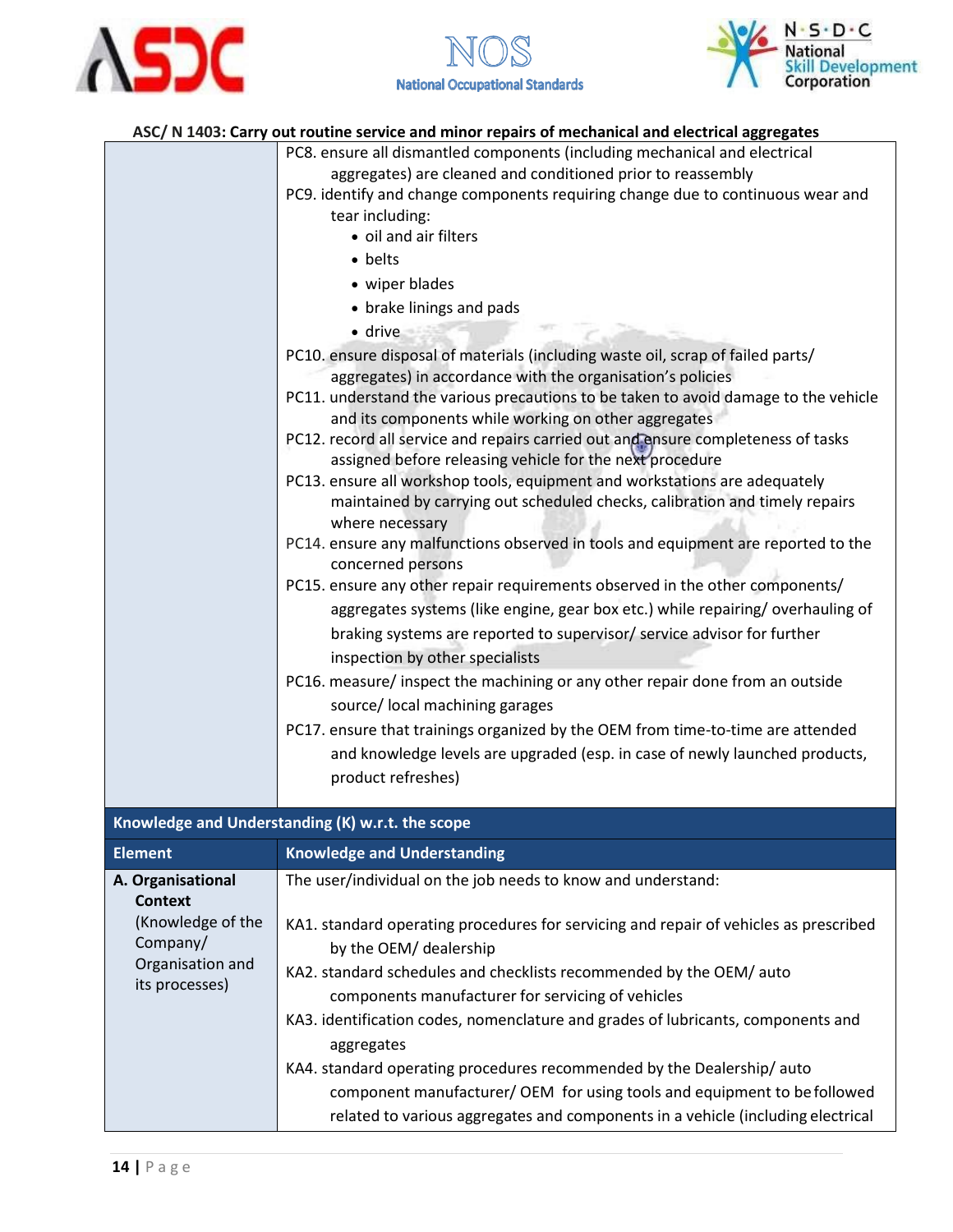ASC/ N 1403: Carry out routine service and minor repairs of mechanical and electrical aggregates

| | |
|---|---|
| | PC8. ensure all dismantled components (including mechanical and electrical aggregates) are cleaned and conditioned prior to reassembly<br>PC9. identify and change components requiring change due to continuous wear and tear including:<br>• oil and air filters<br>• belts<br>• wiper blades<br>• brake linings and pads<br>• drive<br>PC10. ensure disposal of materials (including waste oil, scrap of failed parts/ aggregates) in accordance with the organisation's policies<br>PC11. understand the various precautions to be taken to avoid damage to the vehicle and its components while working on other aggregates<br>PC12. record all service and repairs carried out and ensure completeness of tasks assigned before releasing vehicle for the next procedure<br>PC13. ensure all workshop tools, equipment and workstations are adequately maintained by carrying out scheduled checks, calibration and timely repairs where necessary<br>PC14. ensure any malfunctions observed in tools and equipment are reported to the concerned persons<br>PC15. ensure any other repair requirements observed in the other components/ aggregates systems (like engine, gear box etc.) while repairing/ overhauling of braking systems are reported to supervisor/ service advisor for further inspection by other specialists<br>PC16. measure/ inspect the machining or any other repair done from an outside source/ local machining garages<br>PC17. ensure that trainings organized by the OEM from time-to-time are attended and knowledge levels are upgraded (esp. in case of newly launched products, product refreshes) |
| **Knowledge and Understanding (K) w.r.t. the scope** | |
| **Element** | **Knowledge and Understanding** |
| **A. Organisational Context** (Knowledge of the Company/ Organisation and its processes) | The user/individual on the job needs to know and understand:<br><br>KA1. standard operating procedures for servicing and repair of vehicles as prescribed by the OEM/ dealership<br>KA2. standard schedules and checklists recommended by the OEM/ auto components manufacturer for servicing of vehicles<br>KA3. identification codes, nomenclature and grades of lubricants, components and aggregates<br>KA4. standard operating procedures recommended by the Dealership/ auto component manufacturer/ OEM for using tools and equipment to be followed related to various aggregates and components in a vehicle (including electrical |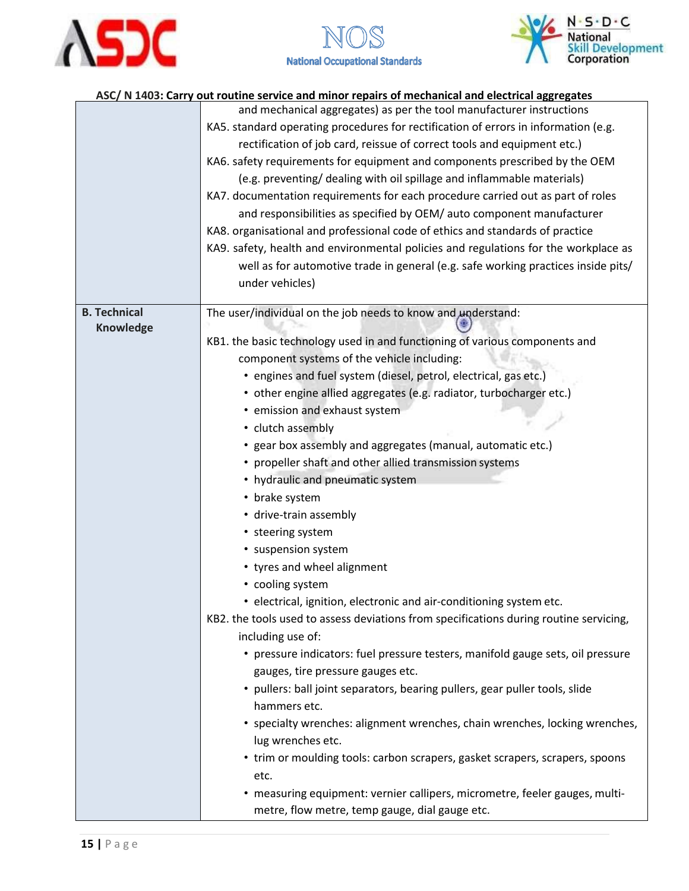ASC/ N 1403: Carry out routine service and minor repairs of mechanical and electrical aggregates

| | |
|---|---|
| | and mechanical aggregates) as per the tool manufacturer instructions<br>KA5. standard operating procedures for rectification of errors in information (e.g. rectification of job card, reissue of correct tools and equipment etc.)<br>KA6. safety requirements for equipment and components prescribed by the OEM (e.g. preventing/ dealing with oil spillage and inflammable materials)<br>KA7. documentation requirements for each procedure carried out as part of roles and responsibilities as specified by OEM/ auto component manufacturer<br>KA8. organisational and professional code of ethics and standards of practice<br>KA9. safety, health and environmental policies and regulations for the workplace as well as for automotive trade in general (e.g. safe working practices inside pits/ under vehicles) |
| **B. Technical Knowledge** | The user/individual on the job needs to know and understand:<br>KB1. the basic technology used in and functioning of various components and component systems of the vehicle including:<br>• engines and fuel system (diesel, petrol, electrical, gas etc.)<br>• other engine allied aggregates (e.g. radiator, turbocharger etc.)<br>• emission and exhaust system<br>• clutch assembly<br>• gear box assembly and aggregates (manual, automatic etc.)<br>• propeller shaft and other allied transmission systems<br>• hydraulic and pneumatic system<br>• brake system<br>• drive-train assembly<br>• steering system<br>• suspension system<br>• tyres and wheel alignment<br>• cooling system<br>• electrical, ignition, electronic and air-conditioning system etc.<br>KB2. the tools used to assess deviations from specifications during routine servicing, including use of:<br>• pressure indicators: fuel pressure testers, manifold gauge sets, oil pressure gauges, tire pressure gauges etc.<br>• pullers: ball joint separators, bearing pullers, gear puller tools, slide hammers etc.<br>• specialty wrenches: alignment wrenches, chain wrenches, locking wrenches, lug wrenches etc.<br>• trim or moulding tools: carbon scrapers, gasket scrapers, scrapers, spoons etc.<br>• measuring equipment: vernier callipers, micrometre, feeler gauges, multi-metre, flow metre, temp gauge, dial gauge etc. |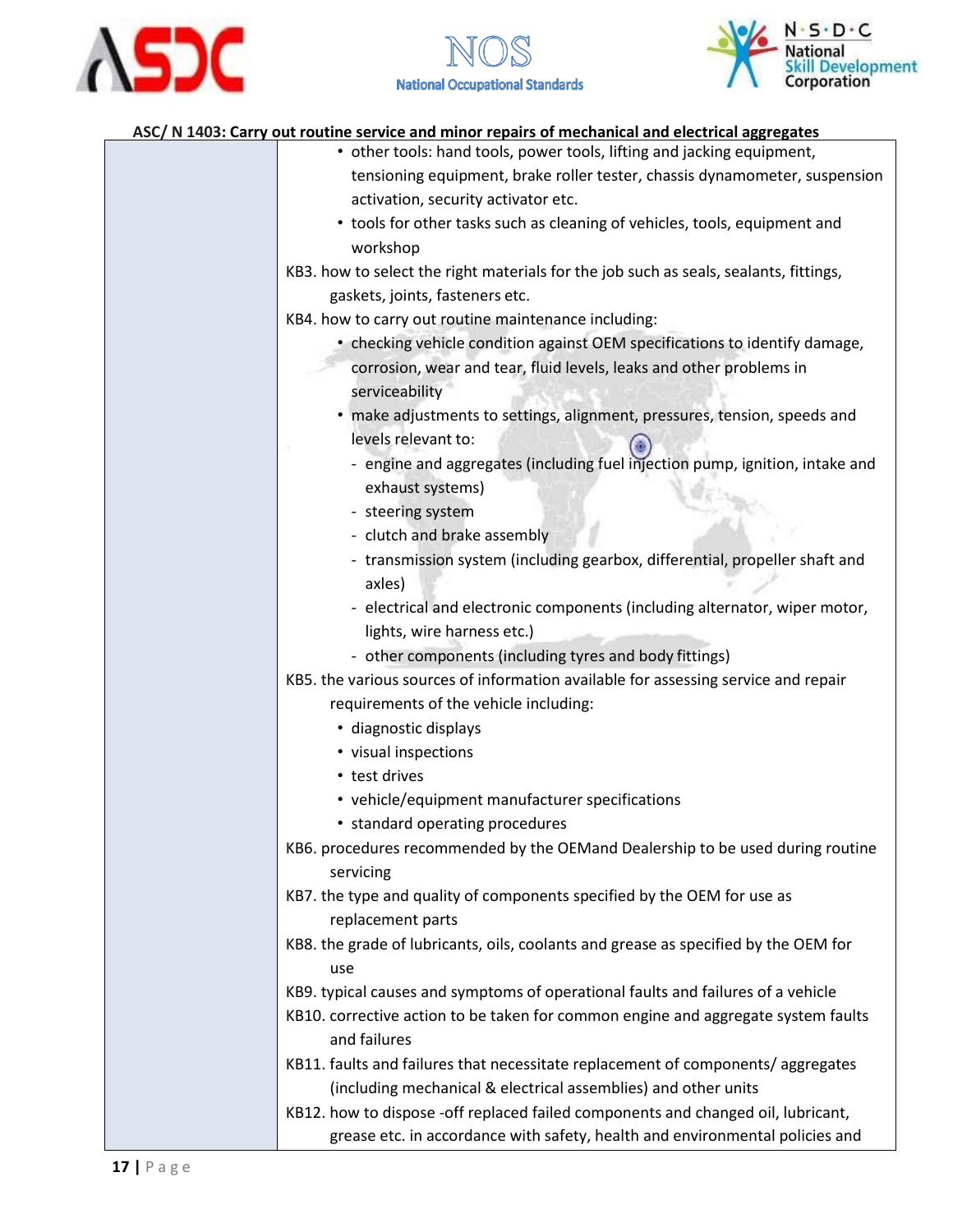ASC/ N 1403: Carry out routine service and minor repairs of mechanical and electrical aggregates

| | |
|---|---|
| | • other tools: hand tools, power tools, lifting and jacking equipment, tensioning equipment, brake roller tester, chassis dynamometer, suspension activation, security activator etc.<br>• tools for other tasks such as cleaning of vehicles, tools, equipment and workshop<br>KB3. how to select the right materials for the job such as seals, sealants, fittings, gaskets, joints, fasteners etc.<br>KB4. how to carry out routine maintenance including:<br>• checking vehicle condition against OEM specifications to identify damage, corrosion, wear and tear, fluid levels, leaks and other problems in serviceability<br>• make adjustments to settings, alignment, pressures, tension, speeds and levels relevant to:<br>- engine and aggregates (including fuel injection pump, ignition, intake and exhaust systems)<br>- steering system<br>- clutch and brake assembly<br>- transmission system (including gearbox, differential, propeller shaft and axles)<br>- electrical and electronic components (including alternator, wiper motor, lights, wire harness etc.)<br>- other components (including tyres and body fittings)<br>KB5. the various sources of information available for assessing service and repair requirements of the vehicle including:<br>• diagnostic displays<br>• visual inspections<br>• test drives<br>• vehicle/equipment manufacturer specifications<br>• standard operating procedures<br>KB6. procedures recommended by the OEMand Dealership to be used during routine servicing<br>KB7. the type and quality of components specified by the OEM for use as replacement parts<br>KB8. the grade of lubricants, oils, coolants and grease as specified by the OEM for use<br>KB9. typical causes and symptoms of operational faults and failures of a vehicle<br>KB10. corrective action to be taken for common engine and aggregate system faults and failures<br>KB11. faults and failures that necessitate replacement of components/ aggregates (including mechanical & electrical assemblies) and other units<br>KB12. how to dispose -off replaced failed components and changed oil, lubricant, grease etc. in accordance with safety, health and environmental policies and |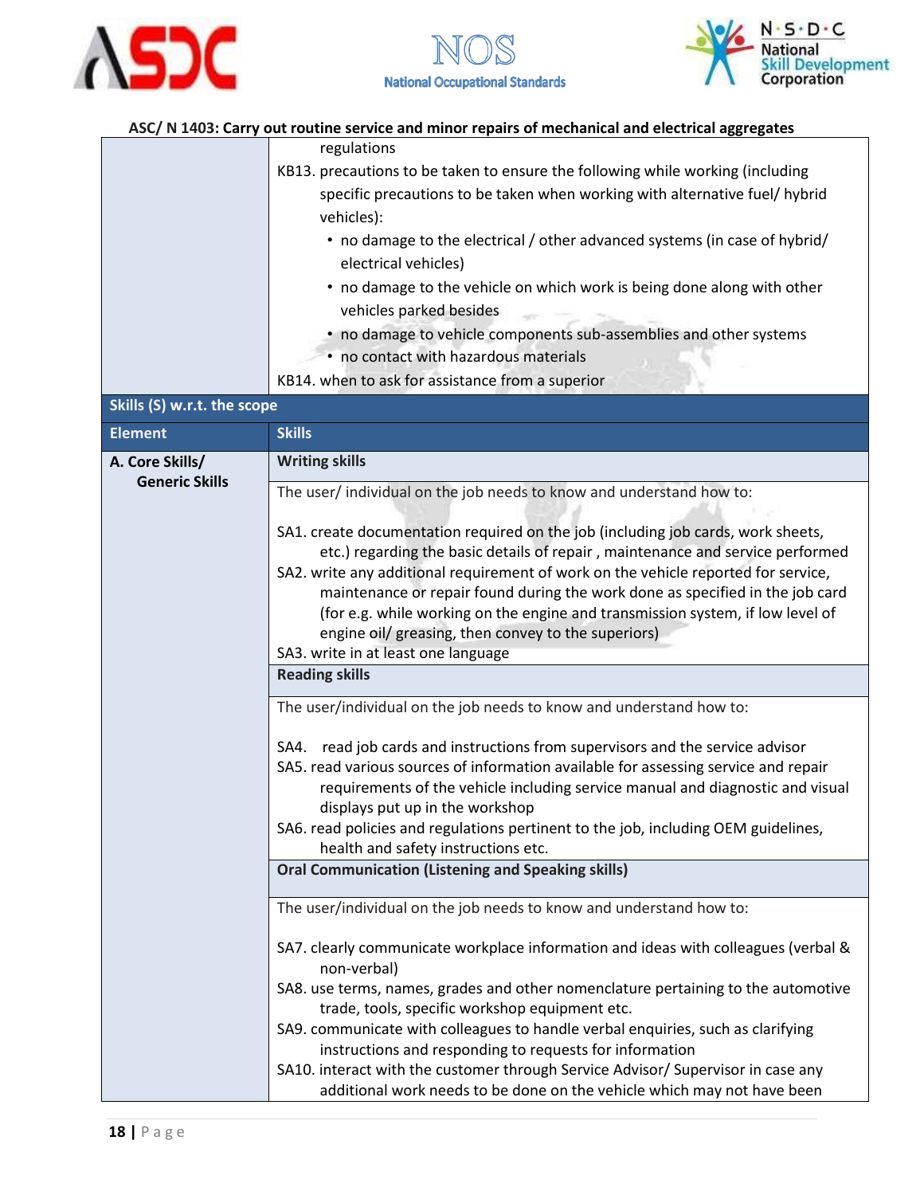**ASC/ N 1403: Carry out routine service and minor repairs of mechanical and electrical aggregates**

| | |
|---|---|
| | regulations<br>KB13. precautions to be taken to ensure the following while working (including specific precautions to be taken when working with alternative fuel/ hybrid vehicles):<br>• no damage to the electrical / other advanced systems (in case of hybrid/ electrical vehicles)<br>• no damage to the vehicle on which work is being done along with other vehicles parked besides<br>• no damage to vehicle components sub-assemblies and other systems<br>• no contact with hazardous materials<br>KB14. when to ask for assistance from a superior |
| **Skills (S) w.r.t. the scope** | |
| **Element** | **Skills** |
| **A. Core Skills/ Generic Skills** | **Writing skills** |
| | The user/ individual on the job needs to know and understand how to:<br><br>SA1. create documentation required on the job (including job cards, work sheets, etc.) regarding the basic details of repair , maintenance and service performed<br>SA2. write any additional requirement of work on the vehicle reported for service, maintenance or repair found during the work done as specified in the job card (for e.g. while working on the engine and transmission system, if low level of engine oil/ greasing, then convey to the superiors)<br>SA3. write in at least one language |
| | **Reading skills** |
| | The user/individual on the job needs to know and understand how to:<br><br>SA4. read job cards and instructions from supervisors and the service advisor<br>SA5. read various sources of information available for assessing service and repair requirements of the vehicle including service manual and diagnostic and visual displays put up in the workshop<br>SA6. read policies and regulations pertinent to the job, including OEM guidelines, health and safety instructions etc. |
| | **Oral Communication (Listening and Speaking skills)** |
| | The user/individual on the job needs to know and understand how to:<br><br>SA7. clearly communicate workplace information and ideas with colleagues (verbal & non-verbal)<br>SA8. use terms, names, grades and other nomenclature pertaining to the automotive trade, tools, specific workshop equipment etc.<br>SA9. communicate with colleagues to handle verbal enquiries, such as clarifying instructions and responding to requests for information<br>SA10. interact with the customer through Service Advisor/ Supervisor in case any additional work needs to be done on the vehicle which may not have been |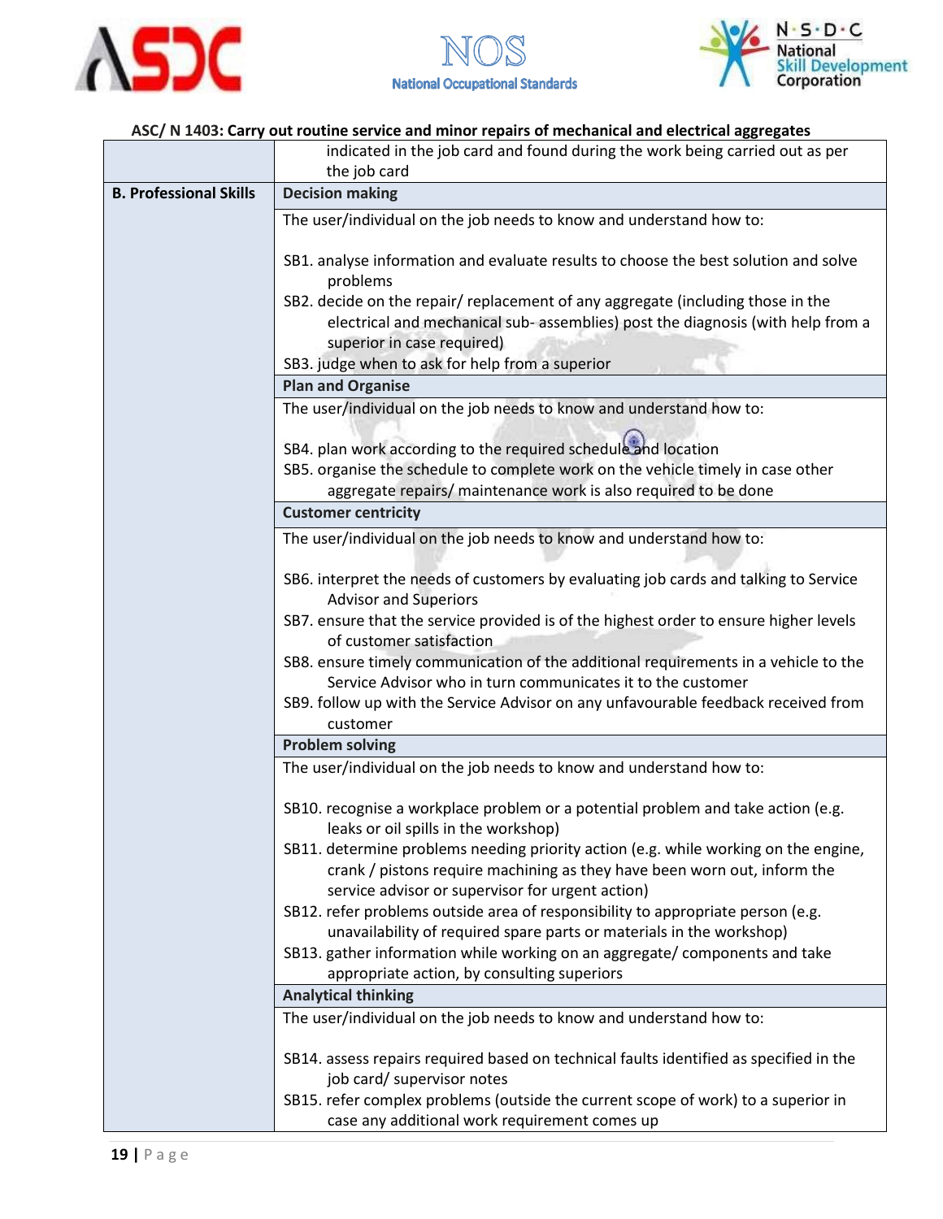**ASC/ N 1403: Carry out routine service and minor repairs of mechanical and electrical aggregates**

| | |
|---|---|
| | indicated in the job card and found during the work being carried out as per the job card |
| **B. Professional Skills** | **Decision making** |
| | The user/individual on the job needs to know and understand how to:<br><br>SB1. analyse information and evaluate results to choose the best solution and solve problems<br>SB2. decide on the repair/ replacement of any aggregate (including those in the electrical and mechanical sub- assemblies) post the diagnosis (with help from a superior in case required)<br>SB3. judge when to ask for help from a superior |
| | **Plan and Organise** |
| | The user/individual on the job needs to know and understand how to:<br><br>SB4. plan work according to the required schedule and location<br>SB5. organise the schedule to complete work on the vehicle timely in case other aggregate repairs/ maintenance work is also required to be done |
| | **Customer centricity** |
| | The user/individual on the job needs to know and understand how to:<br><br>SB6. interpret the needs of customers by evaluating job cards and talking to Service Advisor and Superiors<br>SB7. ensure that the service provided is of the highest order to ensure higher levels of customer satisfaction<br>SB8. ensure timely communication of the additional requirements in a vehicle to the Service Advisor who in turn communicates it to the customer<br>SB9. follow up with the Service Advisor on any unfavourable feedback received from customer |
| | **Problem solving** |
| | The user/individual on the job needs to know and understand how to:<br><br>SB10. recognise a workplace problem or a potential problem and take action (e.g. leaks or oil spills in the workshop)<br>SB11. determine problems needing priority action (e.g. while working on the engine, crank / pistons require machining as they have been worn out, inform the service advisor or supervisor for urgent action)<br>SB12. refer problems outside area of responsibility to appropriate person (e.g. unavailability of required spare parts or materials in the workshop)<br>SB13. gather information while working on an aggregate/ components and take appropriate action, by consulting superiors |
| | **Analytical thinking** |
| | The user/individual on the job needs to know and understand how to:<br><br>SB14. assess repairs required based on technical faults identified as specified in the job card/ supervisor notes<br>SB15. refer complex problems (outside the current scope of work) to a superior in case any additional work requirement comes up |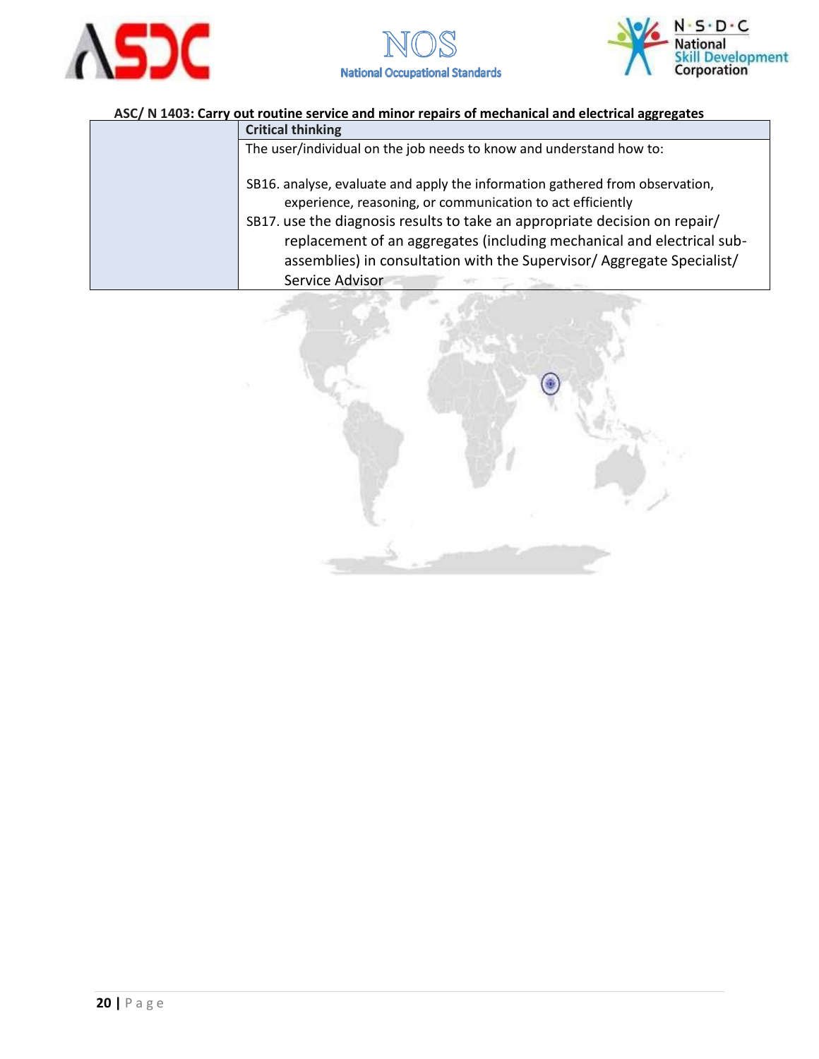**ASC/ N 1403: Carry out routine service and minor repairs of mechanical and electrical aggregates**

| | **Critical thinking** |
|---|---|
| | The user/individual on the job needs to know and understand how to:<br><br>SB16. analyse, evaluate and apply the information gathered from observation, experience, reasoning, or communication to act efficiently<br>SB17. use the diagnosis results to take an appropriate decision on repair/ replacement of an aggregates (including mechanical and electrical sub-assemblies) in consultation with the Supervisor/ Aggregate Specialist/ Service Advisor |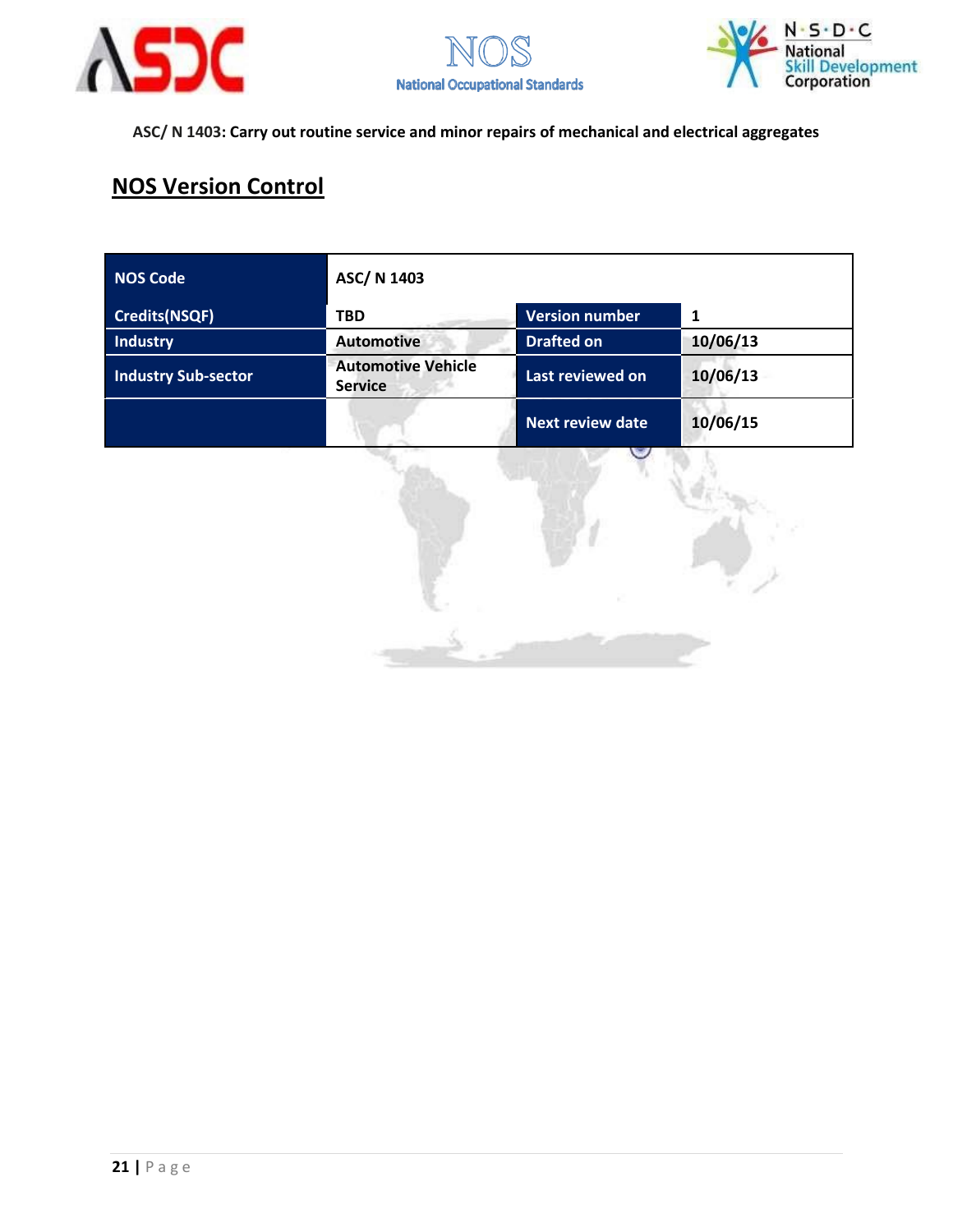ASC/ N 1403: Carry out routine service and minor repairs of mechanical and electrical aggregates

## NOS Version Control

| NOS Code | ASC/ N 1403 | | |
|---|---|---|---|
| Credits(NSQF) | TBD | Version number | 1 |
| Industry | Automotive | Drafted on | 10/06/13 |
| Industry Sub-sector | Automotive Vehicle Service | Last reviewed on | 10/06/13 |
| | | Next review date | 10/06/15 |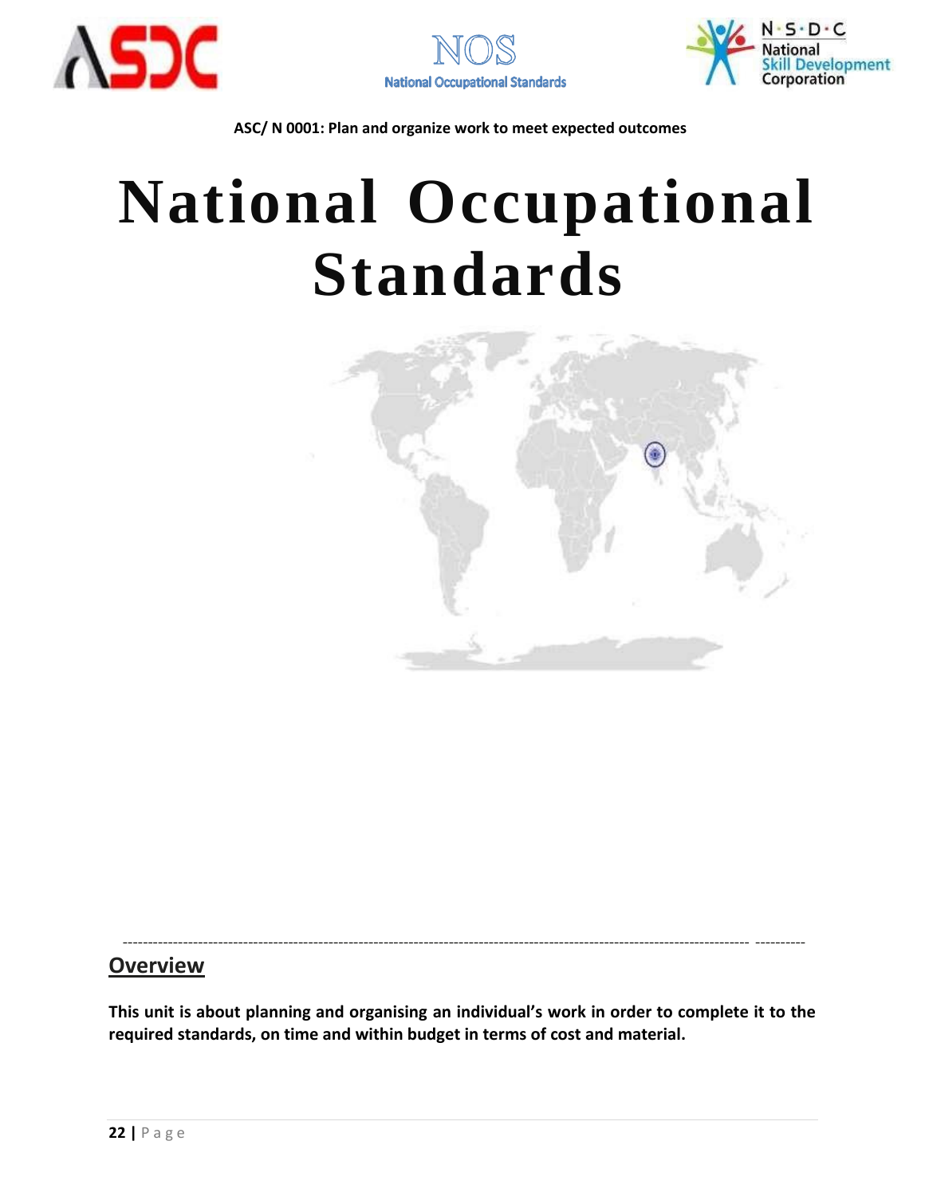ASC/ N 0001: Plan and organize work to meet expected outcomes

# National Occupational Standards

---

## Overview

**This unit is about planning and organising an individual's work in order to complete it to the required standards, on time and within budget in terms of cost and material.**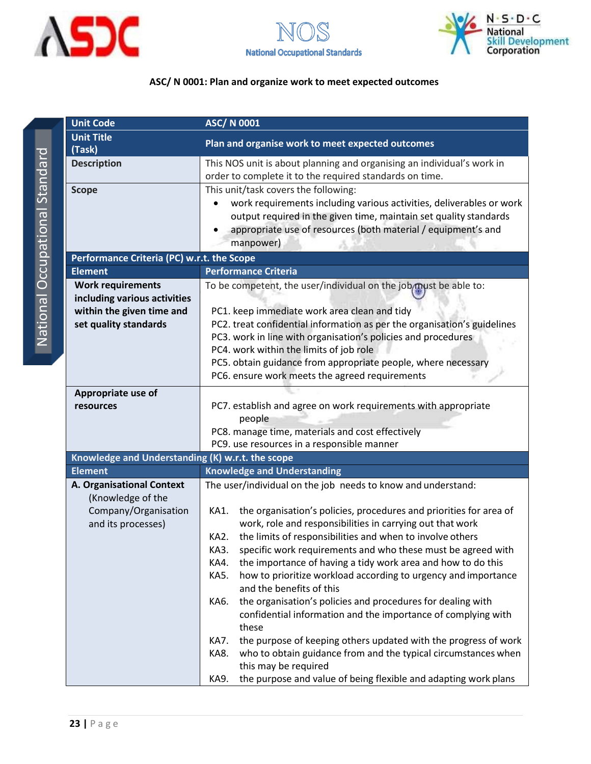### ASC/ N 0001: Plan and organize work to meet expected outcomes

| Unit Code | ASC/ N 0001 |
|---|---|
| Unit Title (Task) | Plan and organise work to meet expected outcomes |
| Description | This NOS unit is about planning and organising an individual's work in order to complete it to the required standards on time. |
| Scope | This unit/task covers the following:<br>• work requirements including various activities, deliverables or work output required in the given time, maintain set quality standards<br>• appropriate use of resources (both material / equipment's and manpower) |
| **Performance Criteria (PC) w.r.t. the Scope** | |
| **Element** | **Performance Criteria** |
| **Work requirements including various activities within the given time and set quality standards** | To be competent, the user/individual on the job must be able to:<br><br>PC1. keep immediate work area clean and tidy<br>PC2. treat confidential information as per the organisation's guidelines<br>PC3. work in line with organisation's policies and procedures<br>PC4. work within the limits of job role<br>PC5. obtain guidance from appropriate people, where necessary<br>PC6. ensure work meets the agreed requirements |
| **Appropriate use of resources** | PC7. establish and agree on work requirements with appropriate people<br>PC8. manage time, materials and cost effectively<br>PC9. use resources in a responsible manner |
| **Knowledge and Understanding (K) w.r.t. the scope** | |
| **Element** | **Knowledge and Understanding** |
| **A. Organisational Context** (Knowledge of the Company/Organisation and its processes) | The user/individual on the job needs to know and understand:<br><br>KA1. the organisation's policies, procedures and priorities for area of work, role and responsibilities in carrying out that work<br>KA2. the limits of responsibilities and when to involve others<br>KA3. specific work requirements and who these must be agreed with<br>KA4. the importance of having a tidy work area and how to do this<br>KA5. how to prioritize workload according to urgency and importance and the benefits of this<br>KA6. the organisation's policies and procedures for dealing with confidential information and the importance of complying with these<br>KA7. the purpose of keeping others updated with the progress of work<br>KA8. who to obtain guidance from and the typical circumstances when this may be required<br>KA9. the purpose and value of being flexible and adapting work plans |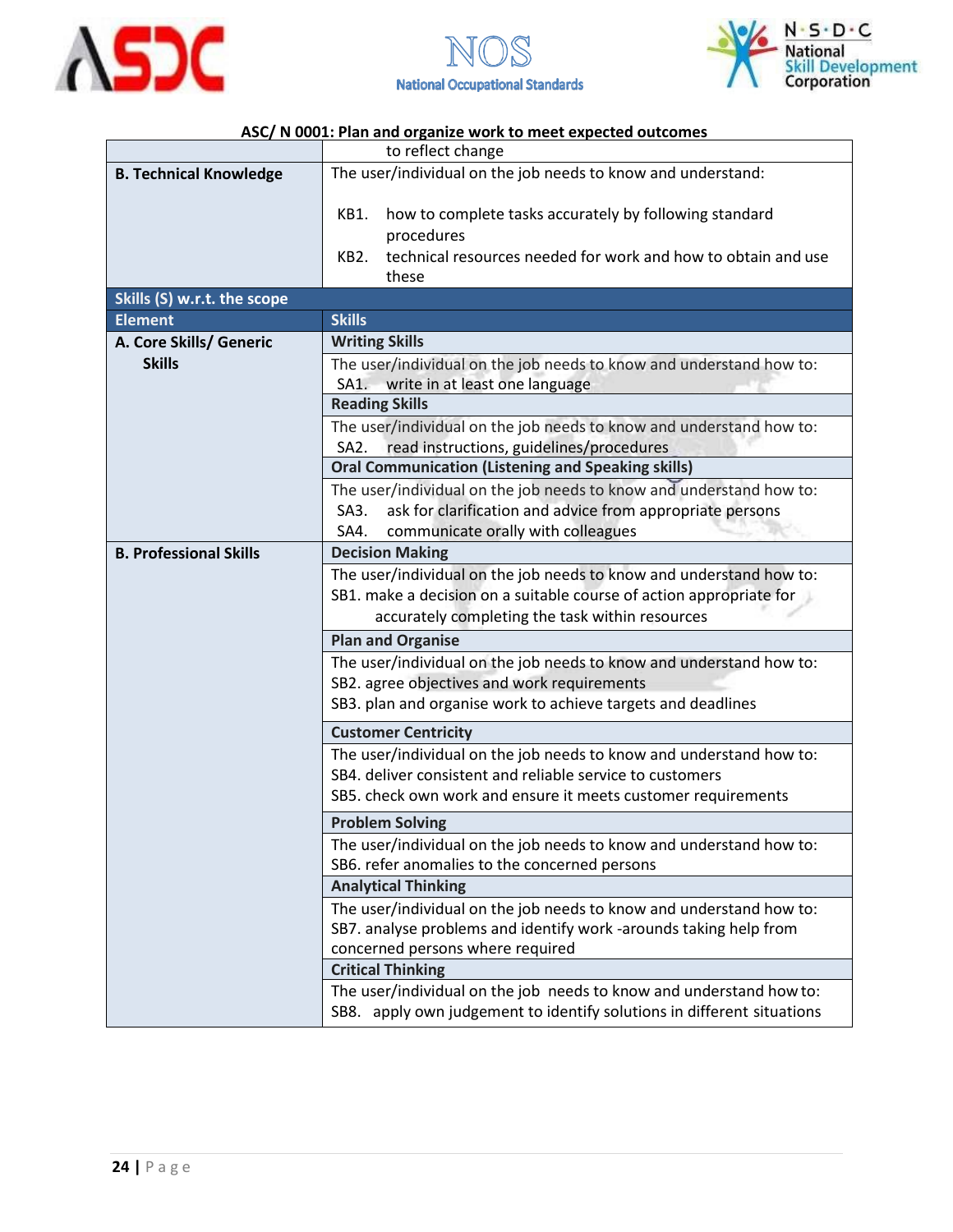ASC/ N 0001: Plan and organize work to meet expected outcomes

| | |
|---|---|
| | to reflect change |
| **B. Technical Knowledge** | The user/individual on the job needs to know and understand:<br><br>KB1. how to complete tasks accurately by following standard procedures<br>KB2. technical resources needed for work and how to obtain and use these |
| **Skills (S) w.r.t. the scope** | |
| **Element** | **Skills** |
| **A. Core Skills/ Generic Skills** | **Writing Skills** |
| | The user/individual on the job needs to know and understand how to:<br>SA1. write in at least one language |
| | **Reading Skills** |
| | The user/individual on the job needs to know and understand how to:<br>SA2. read instructions, guidelines/procedures |
| | **Oral Communication (Listening and Speaking skills)** |
| | The user/individual on the job needs to know and understand how to:<br>SA3. ask for clarification and advice from appropriate persons<br>SA4. communicate orally with colleagues |
| **B. Professional Skills** | **Decision Making** |
| | The user/individual on the job needs to know and understand how to:<br>SB1. make a decision on a suitable course of action appropriate for accurately completing the task within resources |
| | **Plan and Organise** |
| | The user/individual on the job needs to know and understand how to:<br>SB2. agree objectives and work requirements<br>SB3. plan and organise work to achieve targets and deadlines |
| | **Customer Centricity** |
| | The user/individual on the job needs to know and understand how to:<br>SB4. deliver consistent and reliable service to customers<br>SB5. check own work and ensure it meets customer requirements |
| | **Problem Solving** |
| | The user/individual on the job needs to know and understand how to:<br>SB6. refer anomalies to the concerned persons |
| | **Analytical Thinking** |
| | The user/individual on the job needs to know and understand how to:<br>SB7. analyse problems and identify work -arounds taking help from concerned persons where required |
| | **Critical Thinking** |
| | The user/individual on the job needs to know and understand how to:<br>SB8. apply own judgement to identify solutions in different situations |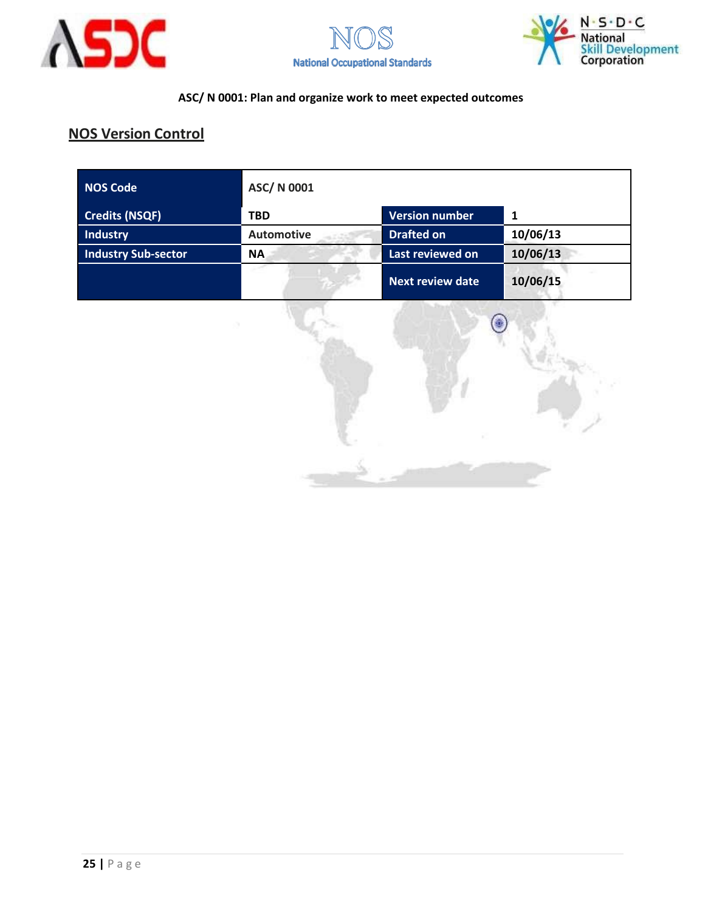ASC/ N 0001: Plan and organize work to meet expected outcomes

## NOS Version Control

| NOS Code | ASC/ N 0001 | | |
|---|---|---|---|
| Credits (NSQF) | TBD | Version number | 1 |
| Industry | Automotive | Drafted on | 10/06/13 |
| Industry Sub-sector | NA | Last reviewed on | 10/06/13 |
| | | Next review date | 10/06/15 |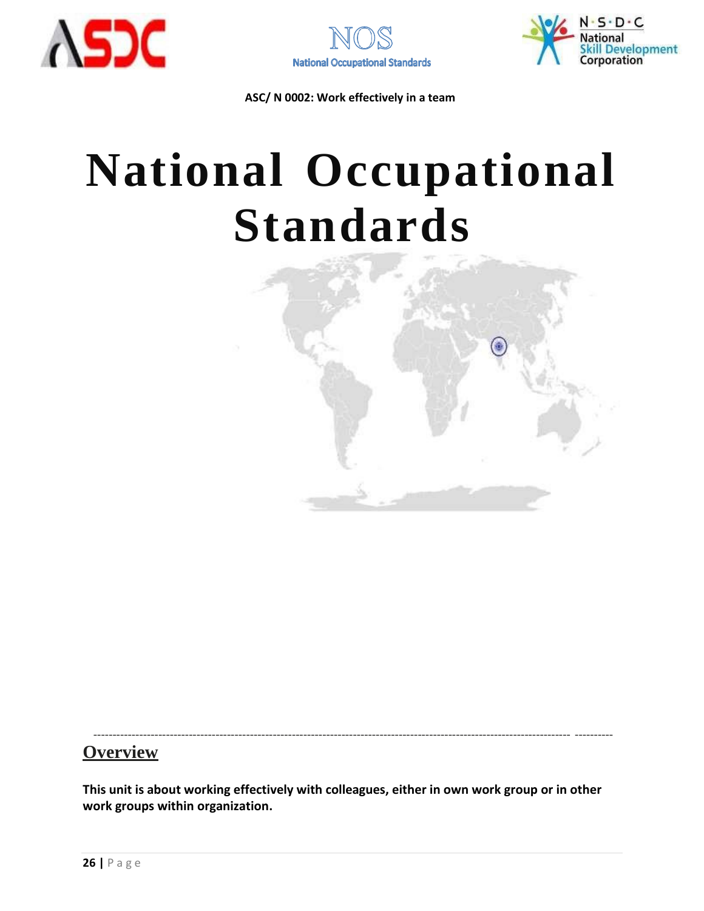ASC/ N 0002: Work effectively in a team

# National Occupational Standards

## Overview

**This unit is about working effectively with colleagues, either in own work group or in other work groups within organization.**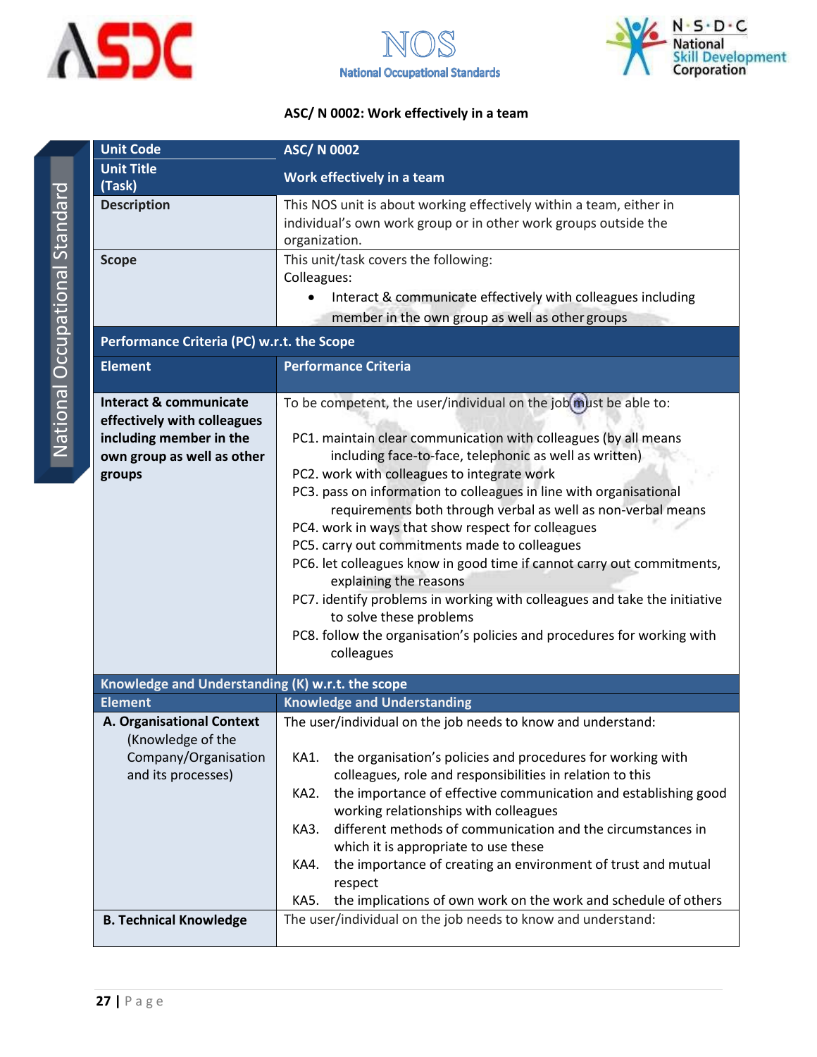## ASC/ N 0002: Work effectively in a team

| Unit Code | ASC/ N 0002 |
|---|---|
| Unit Title (Task) | Work effectively in a team |
| Description | This NOS unit is about working effectively within a team, either in individual's own work group or in other work groups outside the organization. |
| Scope | This unit/task covers the following:<br>Colleagues:<br>• Interact & communicate effectively with colleagues including member in the own group as well as other groups |
| **Performance Criteria (PC) w.r.t. the Scope** | |
| **Element** | **Performance Criteria** |
| **Interact & communicate effectively with colleagues including member in the own group as well as other groups** | To be competent, the user/individual on the job must be able to:<br><br>PC1. maintain clear communication with colleagues (by all means including face-to-face, telephonic as well as written)<br>PC2. work with colleagues to integrate work<br>PC3. pass on information to colleagues in line with organisational requirements both through verbal as well as non-verbal means<br>PC4. work in ways that show respect for colleagues<br>PC5. carry out commitments made to colleagues<br>PC6. let colleagues know in good time if cannot carry out commitments, explaining the reasons<br>PC7. identify problems in working with colleagues and take the initiative to solve these problems<br>PC8. follow the organisation's policies and procedures for working with colleagues |
| **Knowledge and Understanding (K) w.r.t. the scope** | |
| **Element** | **Knowledge and Understanding** |
| **A. Organisational Context** (Knowledge of the Company/Organisation and its processes) | The user/individual on the job needs to know and understand:<br><br>KA1. the organisation's policies and procedures for working with colleagues, role and responsibilities in relation to this<br>KA2. the importance of effective communication and establishing good working relationships with colleagues<br>KA3. different methods of communication and the circumstances in which it is appropriate to use these<br>KA4. the importance of creating an environment of trust and mutual respect<br>KA5. the implications of own work on the work and schedule of others |
| **B. Technical Knowledge** | The user/individual on the job needs to know and understand: |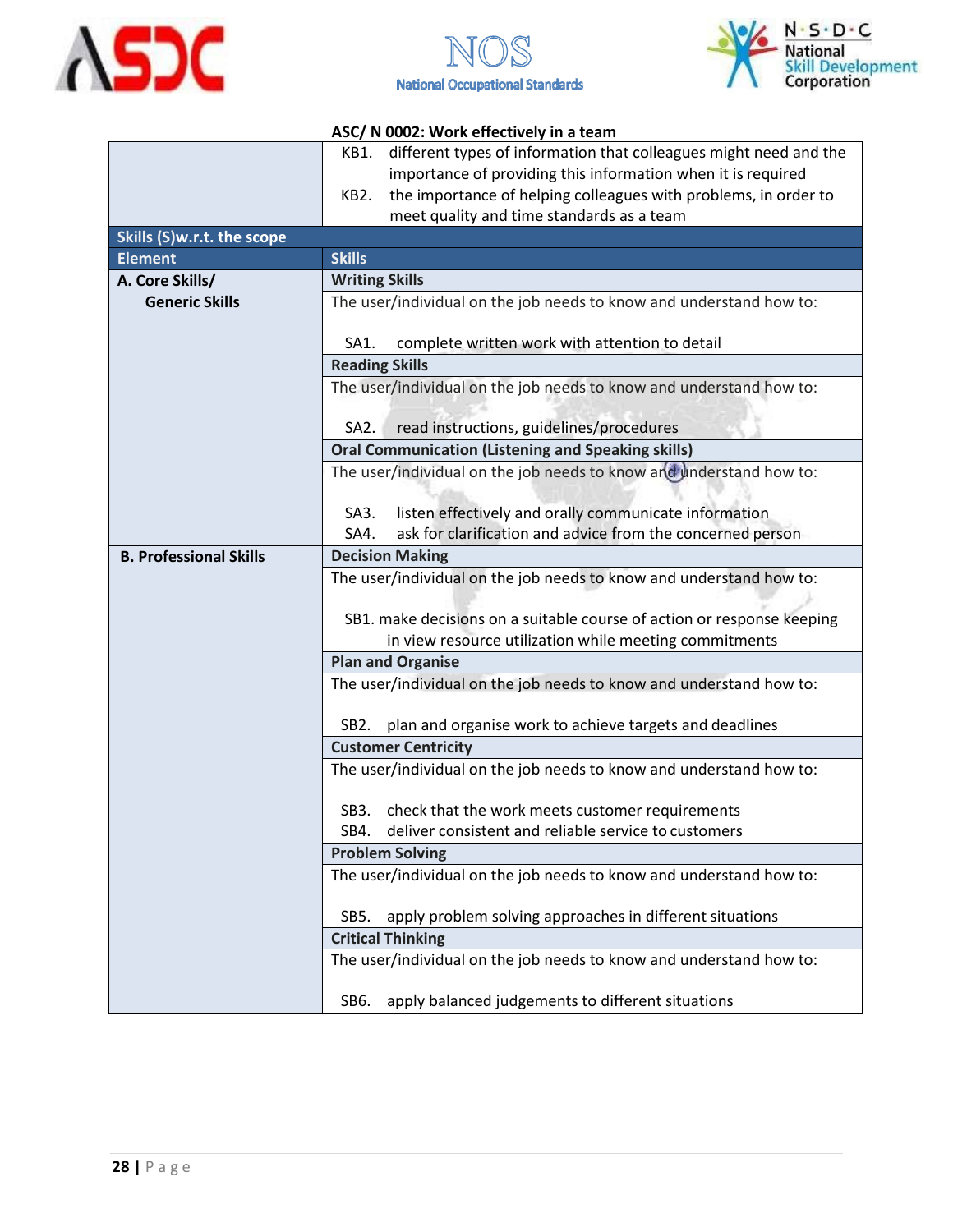ASC/ N 0002: Work effectively in a team

| | |
|---|---|
| | KB1. different types of information that colleagues might need and the importance of providing this information when it is required<br>KB2. the importance of helping colleagues with problems, in order to meet quality and time standards as a team |
| **Skills (S)w.r.t. the scope** | |
| **Element** | **Skills** |
| **A. Core Skills/ Generic Skills** | **Writing Skills** |
| | The user/individual on the job needs to know and understand how to:<br><br>SA1. complete written work with attention to detail |
| | **Reading Skills** |
| | The user/individual on the job needs to know and understand how to:<br><br>SA2. read instructions, guidelines/procedures |
| | **Oral Communication (Listening and Speaking skills)** |
| | The user/individual on the job needs to know and understand how to:<br><br>SA3. listen effectively and orally communicate information<br>SA4. ask for clarification and advice from the concerned person |
| **B. Professional Skills** | **Decision Making** |
| | The user/individual on the job needs to know and understand how to:<br><br>SB1. make decisions on a suitable course of action or response keeping in view resource utilization while meeting commitments |
| | **Plan and Organise** |
| | The user/individual on the job needs to know and understand how to:<br><br>SB2. plan and organise work to achieve targets and deadlines |
| | **Customer Centricity** |
| | The user/individual on the job needs to know and understand how to:<br><br>SB3. check that the work meets customer requirements<br>SB4. deliver consistent and reliable service to customers |
| | **Problem Solving** |
| | The user/individual on the job needs to know and understand how to:<br><br>SB5. apply problem solving approaches in different situations |
| | **Critical Thinking** |
| | The user/individual on the job needs to know and understand how to:<br><br>SB6. apply balanced judgements to different situations |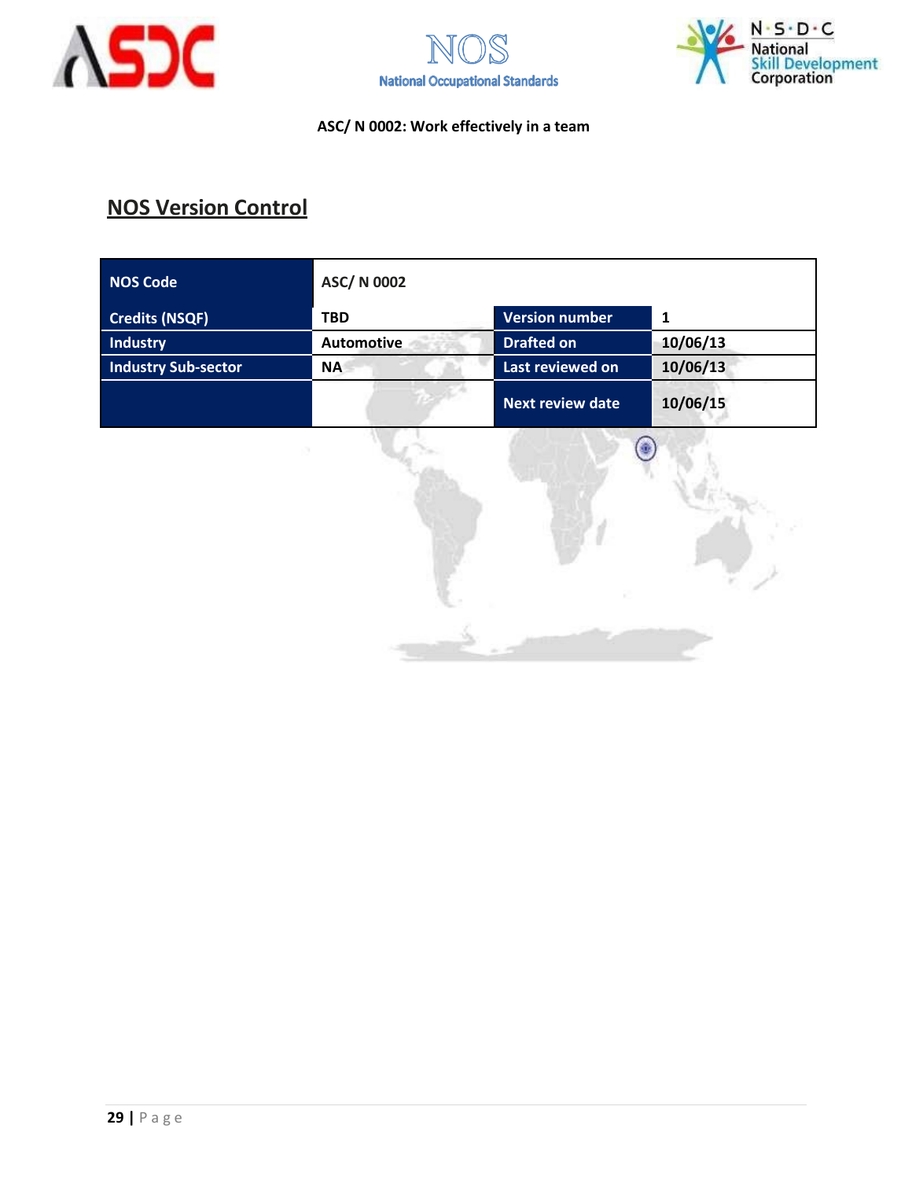ASC/ N 0002: Work effectively in a team

## NOS Version Control

| NOS Code | ASC/ N 0002 | | |
|---|---|---|---|
| Credits (NSQF) | TBD | Version number | 1 |
| Industry | Automotive | Drafted on | 10/06/13 |
| Industry Sub-sector | NA | Last reviewed on | 10/06/13 |
| | | Next review date | 10/06/15 |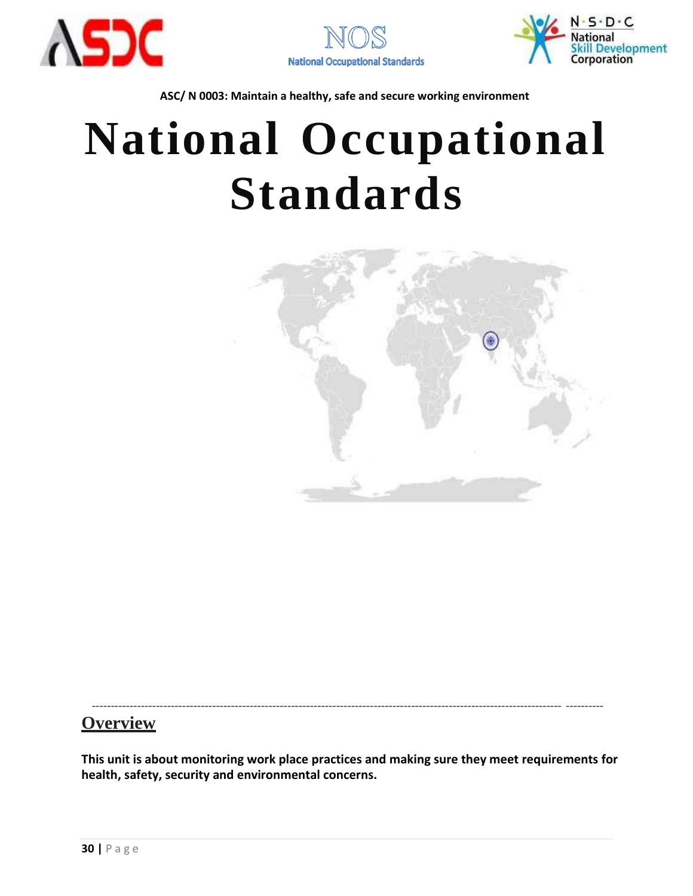ASC/ N 0003: Maintain a healthy, safe and secure working environment

# National Occupational Standards

---

## Overview

**This unit is about monitoring work place practices and making sure they meet requirements for health, safety, security and environmental concerns.**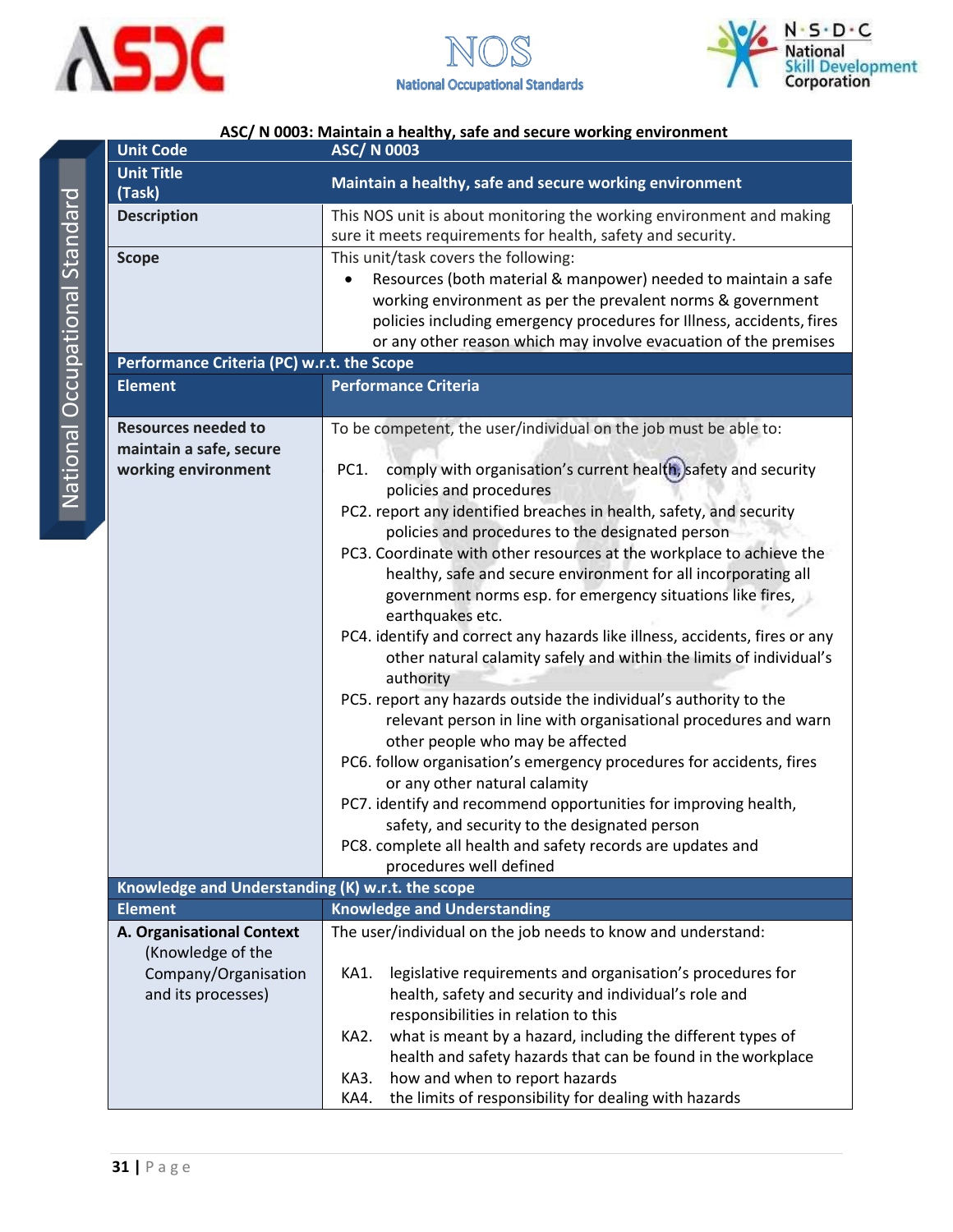ASC/ N 0003: Maintain a healthy, safe and secure working environment

| Unit Code | ASC/ N 0003 |
|---|---|
| Unit Title (Task) | Maintain a healthy, safe and secure working environment |
| Description | This NOS unit is about monitoring the working environment and making sure it meets requirements for health, safety and security. |
| Scope | This unit/task covers the following: <br>• Resources (both material & manpower) needed to maintain a safe working environment as per the prevalent norms & government policies including emergency procedures for Illness, accidents, fires or any other reason which may involve evacuation of the premises |
| **Performance Criteria (PC) w.r.t. the Scope** | |
| **Element** | **Performance Criteria** |
| Resources needed to maintain a safe, secure working environment | To be competent, the user/individual on the job must be able to: <br>PC1. comply with organisation's current health, safety and security policies and procedures <br>PC2. report any identified breaches in health, safety, and security policies and procedures to the designated person <br>PC3. Coordinate with other resources at the workplace to achieve the healthy, safe and secure environment for all incorporating all government norms esp. for emergency situations like fires, earthquakes etc. <br>PC4. identify and correct any hazards like illness, accidents, fires or any other natural calamity safely and within the limits of individual's authority <br>PC5. report any hazards outside the individual's authority to the relevant person in line with organisational procedures and warn other people who may be affected <br>PC6. follow organisation's emergency procedures for accidents, fires or any other natural calamity <br>PC7. identify and recommend opportunities for improving health, safety, and security to the designated person <br>PC8. complete all health and safety records are updates and procedures well defined |
| **Knowledge and Understanding (K) w.r.t. the scope** | |
| **Element** | **Knowledge and Understanding** |
| **A. Organisational Context** (Knowledge of the Company/Organisation and its processes) | The user/individual on the job needs to know and understand: <br>KA1. legislative requirements and organisation's procedures for health, safety and security and individual's role and responsibilities in relation to this <br>KA2. what is meant by a hazard, including the different types of health and safety hazards that can be found in the workplace <br>KA3. how and when to report hazards <br>KA4. the limits of responsibility for dealing with hazards |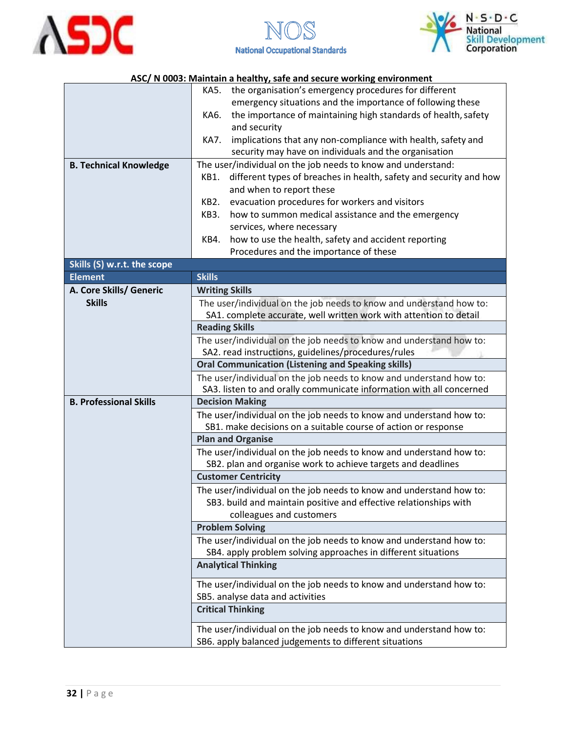### ASC/ N 0003: Maintain a healthy, safe and secure working environment

| | |
|---|---|
| | KA5. the organisation's emergency procedures for different emergency situations and the importance of following these<br>KA6. the importance of maintaining high standards of health, safety and security<br>KA7. implications that any non-compliance with health, safety and security may have on individuals and the organisation |
| **B. Technical Knowledge** | The user/individual on the job needs to know and understand:<br>KB1. different types of breaches in health, safety and security and how and when to report these<br>KB2. evacuation procedures for workers and visitors<br>KB3. how to summon medical assistance and the emergency services, where necessary<br>KB4. how to use the health, safety and accident reporting Procedures and the importance of these |
| **Skills (S) w.r.t. the scope** | |
| **Element** | **Skills** |
| **A. Core Skills/ Generic Skills** | **Writing Skills** |
| | The user/individual on the job needs to know and understand how to:<br>SA1. complete accurate, well written work with attention to detail |
| | **Reading Skills** |
| | The user/individual on the job needs to know and understand how to:<br>SA2. read instructions, guidelines/procedures/rules |
| | **Oral Communication (Listening and Speaking skills)** |
| | The user/individual on the job needs to know and understand how to:<br>SA3. listen to and orally communicate information with all concerned |
| **B. Professional Skills** | **Decision Making** |
| | The user/individual on the job needs to know and understand how to:<br>SB1. make decisions on a suitable course of action or response |
| | **Plan and Organise** |
| | The user/individual on the job needs to know and understand how to:<br>SB2. plan and organise work to achieve targets and deadlines |
| | **Customer Centricity** |
| | The user/individual on the job needs to know and understand how to:<br>SB3. build and maintain positive and effective relationships with colleagues and customers |
| | **Problem Solving** |
| | The user/individual on the job needs to know and understand how to:<br>SB4. apply problem solving approaches in different situations |
| | **Analytical Thinking** |
| | The user/individual on the job needs to know and understand how to:<br>SB5. analyse data and activities |
| | **Critical Thinking** |
| | The user/individual on the job needs to know and understand how to:<br>SB6. apply balanced judgements to different situations |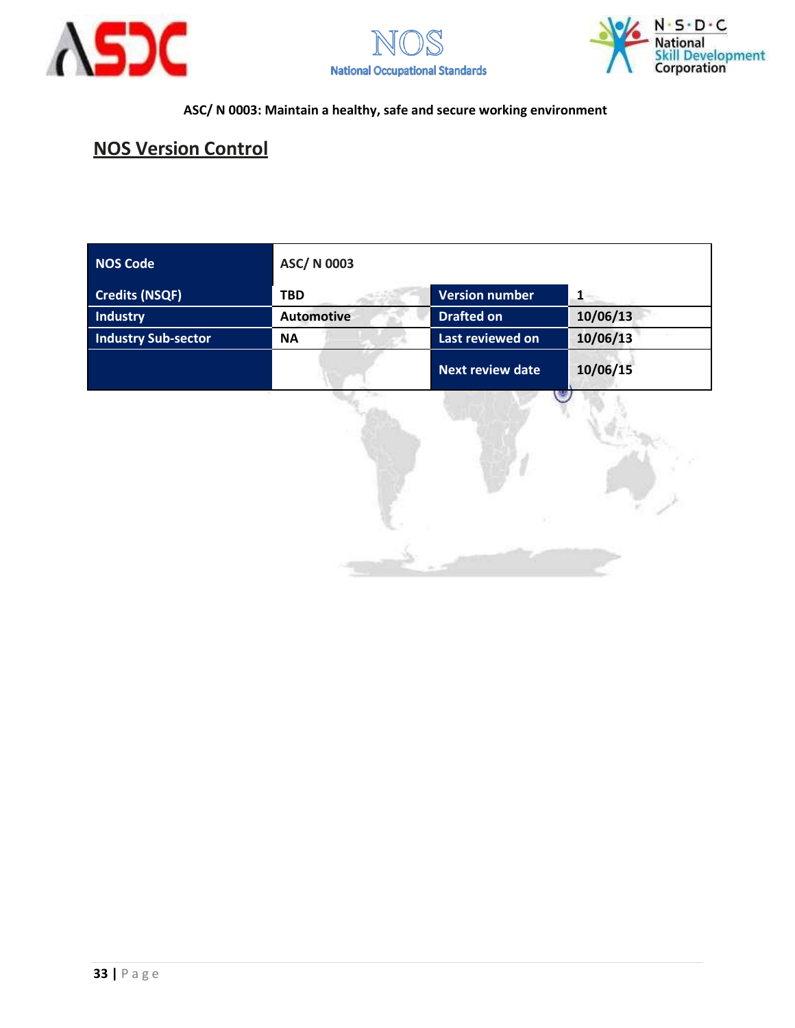ASC/ N 0003: Maintain a healthy, safe and secure working environment

## NOS Version Control

| NOS Code | ASC/ N 0003 | | |
|---|---|---|---|
| Credits (NSQF) | TBD | Version number | 1 |
| Industry | Automotive | Drafted on | 10/06/13 |
| Industry Sub-sector | NA | Last reviewed on | 10/06/13 |
| | | Next review date | 10/06/15 |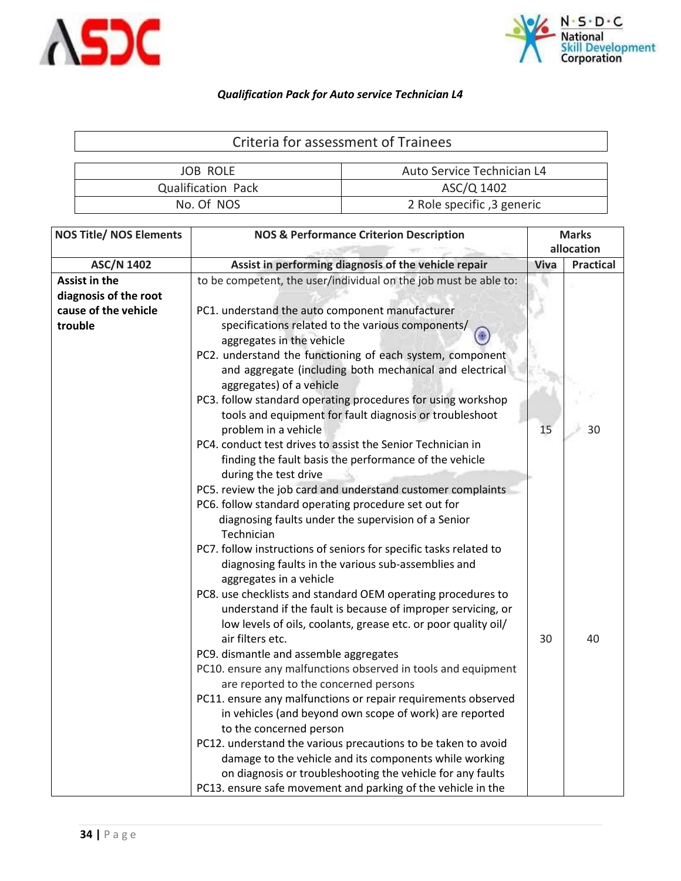*Qualification Pack for Auto service Technician L4*

| Criteria for assessment of Trainees | |
|---|---|
| JOB ROLE | Auto Service Technician L4 |
| Qualification Pack | ASC/Q 1402 |
| No. Of NOS | 2 Role specific ,3 generic |

| NOS Title/ NOS Elements | NOS & Performance Criterion Description | Marks allocation | |
|---|---|---|---|
| **ASC/N 1402** | **Assist in performing diagnosis of the vehicle repair** | **Viva** | **Practical** |
| **Assist in the diagnosis of the root cause of the vehicle trouble** | to be competent, the user/individual on the job must be able to:<br><br>PC1. understand the auto component manufacturer specifications related to the various components/ aggregates in the vehicle<br>PC2. understand the functioning of each system, component and aggregate (including both mechanical and electrical aggregates) of a vehicle<br>PC3. follow standard operating procedures for using workshop tools and equipment for fault diagnosis or troubleshoot problem in a vehicle<br>PC4. conduct test drives to assist the Senior Technician in finding the fault basis the performance of the vehicle during the test drive | 15 | 30 |
| | PC5. review the job card and understand customer complaints<br>PC6. follow standard operating procedure set out for diagnosing faults under the supervision of a Senior Technician<br>PC7. follow instructions of seniors for specific tasks related to diagnosing faults in the various sub-assemblies and aggregates in a vehicle<br>PC8. use checklists and standard OEM operating procedures to understand if the fault is because of improper servicing, or low levels of oils, coolants, grease etc. or poor quality oil/ air filters etc.<br>PC9. dismantle and assemble aggregates<br>PC10. ensure any malfunctions observed in tools and equipment are reported to the concerned persons<br>PC11. ensure any malfunctions or repair requirements observed in vehicles (and beyond own scope of work) are reported to the concerned person<br>PC12. understand the various precautions to be taken to avoid damage to the vehicle and its components while working on diagnosis or troubleshooting the vehicle for any faults<br>PC13. ensure safe movement and parking of the vehicle in the | 30 | 40 |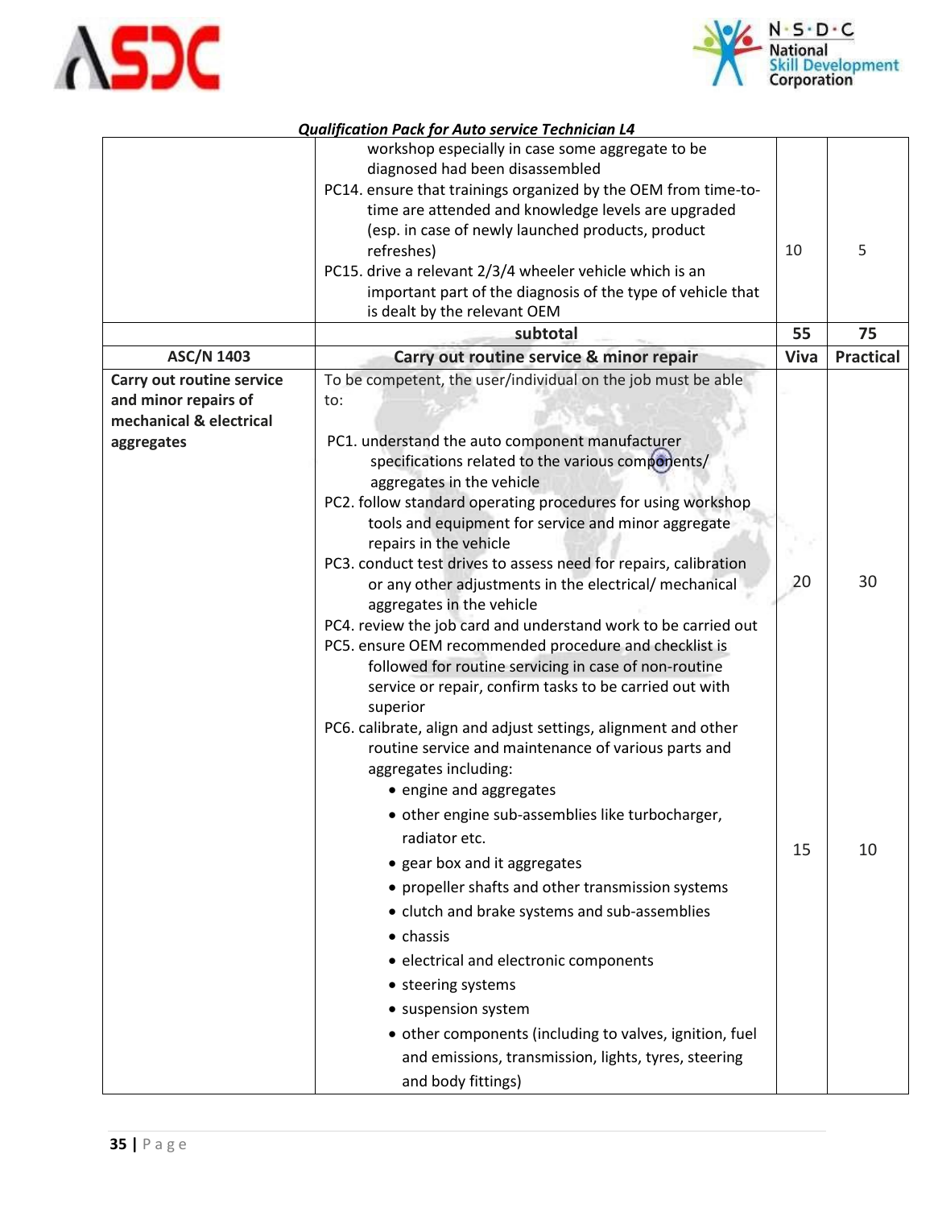*Qualification Pack for Auto service Technician L4*

| | | | |
|---|---|---|---|
| | workshop especially in case some aggregate to be diagnosed had been disassembled<br>PC14. ensure that trainings organized by the OEM from time-to-time are attended and knowledge levels are upgraded (esp. in case of newly launched products, product refreshes)<br>PC15. drive a relevant 2/3/4 wheeler vehicle which is an important part of the diagnosis of the type of vehicle that is dealt by the relevant OEM | 10 | 5 |
| | **subtotal** | **55** | **75** |
| **ASC/N 1403** | **Carry out routine service & minor repair** | **Viva** | **Practical** |
| **Carry out routine service and minor repairs of mechanical & electrical aggregates** | To be competent, the user/individual on the job must be able to:<br><br>PC1. understand the auto component manufacturer specifications related to the various components/ aggregates in the vehicle<br>PC2. follow standard operating procedures for using workshop tools and equipment for service and minor aggregate repairs in the vehicle<br>PC3. conduct test drives to assess need for repairs, calibration or any other adjustments in the electrical/ mechanical aggregates in the vehicle<br>PC4. review the job card and understand work to be carried out | 20 | 30 |
| | PC5. ensure OEM recommended procedure and checklist is followed for routine servicing in case of non-routine service or repair, confirm tasks to be carried out with superior<br>PC6. calibrate, align and adjust settings, alignment and other routine service and maintenance of various parts and aggregates including:<br>• engine and aggregates<br>• other engine sub-assemblies like turbocharger, radiator etc.<br>• gear box and it aggregates<br>• propeller shafts and other transmission systems<br>• clutch and brake systems and sub-assemblies<br>• chassis<br>• electrical and electronic components<br>• steering systems<br>• suspension system<br>• other components (including to valves, ignition, fuel and emissions, transmission, lights, tyres, steering and body fittings) | 15 | 10 |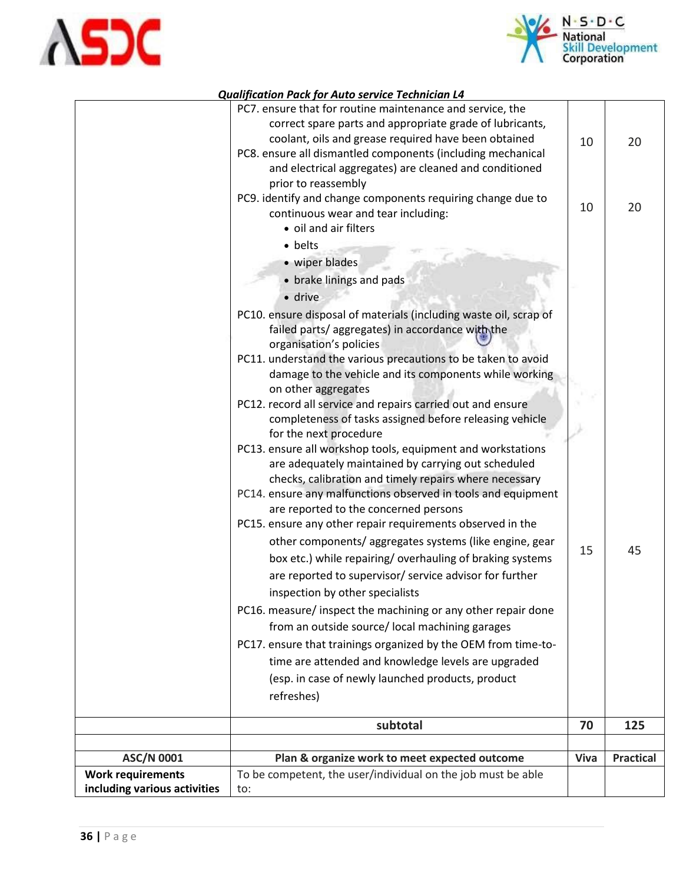*Qualification Pack for Auto service Technician L4*

| | | | |
|---|---|---|---|
| | PC7. ensure that for routine maintenance and service, the correct spare parts and appropriate grade of lubricants, coolant, oils and grease required have been obtained<br>PC8. ensure all dismantled components (including mechanical and electrical aggregates) are cleaned and conditioned prior to reassembly | 10 | 20 |
| | PC9. identify and change components requiring change due to continuous wear and tear including:<br>• oil and air filters<br>• belts<br>• wiper blades<br>• brake linings and pads<br>• drive<br>PC10. ensure disposal of materials (including waste oil, scrap of failed parts/ aggregates) in accordance with the organisation's policies<br>PC11. understand the various precautions to be taken to avoid damage to the vehicle and its components while working on other aggregates<br>PC12. record all service and repairs carried out and ensure completeness of tasks assigned before releasing vehicle for the next procedure<br>PC13. ensure all workshop tools, equipment and workstations are adequately maintained by carrying out scheduled checks, calibration and timely repairs where necessary<br>PC14. ensure any malfunctions observed in tools and equipment are reported to the concerned persons | 10 | 20 |
| | PC15. ensure any other repair requirements observed in the other components/ aggregates systems (like engine, gear box etc.) while repairing/ overhauling of braking systems are reported to supervisor/ service advisor for further inspection by other specialists<br>PC16. measure/ inspect the machining or any other repair done from an outside source/ local machining garages<br>PC17. ensure that trainings organized by the OEM from time-to-time are attended and knowledge levels are upgraded (esp. in case of newly launched products, product refreshes) | 15 | 45 |
| | **subtotal** | **70** | **125** |
| | | | |
| **ASC/N 0001** | **Plan & organize work to meet expected outcome** | **Viva** | **Practical** |
| **Work requirements including various activities** | To be competent, the user/individual on the job must be able to: | | |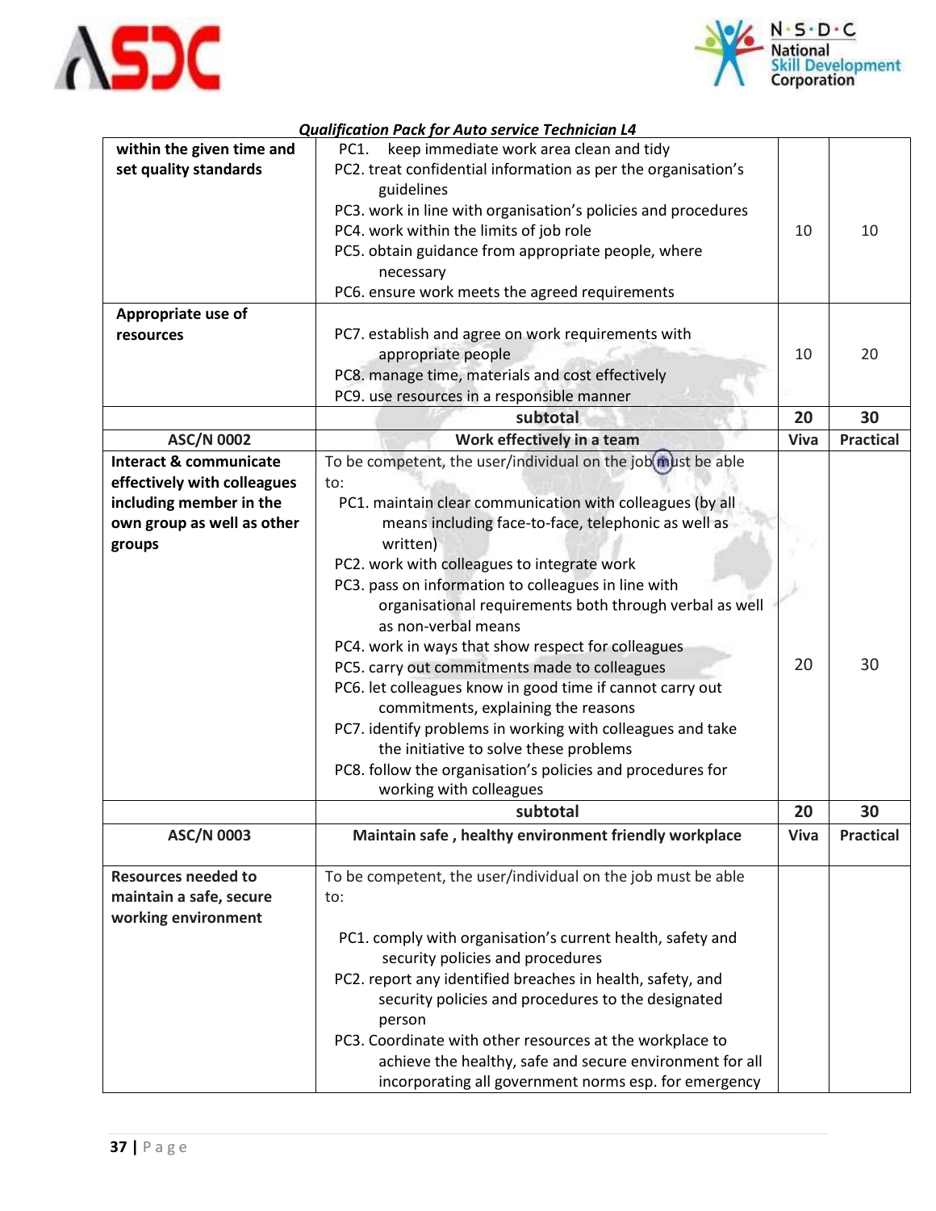*Qualification Pack for Auto service Technician L4*

| | | | |
|---|---|---|---|
| **within the given time and set quality standards** | PC1. keep immediate work area clean and tidy<br>PC2. treat confidential information as per the organisation's guidelines<br>PC3. work in line with organisation's policies and procedures<br>PC4. work within the limits of job role<br>PC5. obtain guidance from appropriate people, where necessary<br>PC6. ensure work meets the agreed requirements | 10 | 10 |
| **Appropriate use of resources** | PC7. establish and agree on work requirements with appropriate people<br>PC8. manage time, materials and cost effectively<br>PC9. use resources in a responsible manner | 10 | 20 |
| | **subtotal** | **20** | **30** |
| **ASC/N 0002** | **Work effectively in a team** | **Viva** | **Practical** |
| **Interact & communicate effectively with colleagues including member in the own group as well as other groups** | To be competent, the user/individual on the job must be able to:<br>PC1. maintain clear communication with colleagues (by all means including face-to-face, telephonic as well as written)<br>PC2. work with colleagues to integrate work<br>PC3. pass on information to colleagues in line with organisational requirements both through verbal as well as non-verbal means<br>PC4. work in ways that show respect for colleagues<br>PC5. carry out commitments made to colleagues<br>PC6. let colleagues know in good time if cannot carry out commitments, explaining the reasons<br>PC7. identify problems in working with colleagues and take the initiative to solve these problems<br>PC8. follow the organisation's policies and procedures for working with colleagues | 20 | 30 |
| | **subtotal** | **20** | **30** |
| **ASC/N 0003** | **Maintain safe , healthy environment friendly workplace** | **Viva** | **Practical** |
| **Resources needed to maintain a safe, secure working environment** | To be competent, the user/individual on the job must be able to:<br>PC1. comply with organisation's current health, safety and security policies and procedures<br>PC2. report any identified breaches in health, safety, and security policies and procedures to the designated person<br>PC3. Coordinate with other resources at the workplace to achieve the healthy, safe and secure environment for all incorporating all government norms esp. for emergency | | |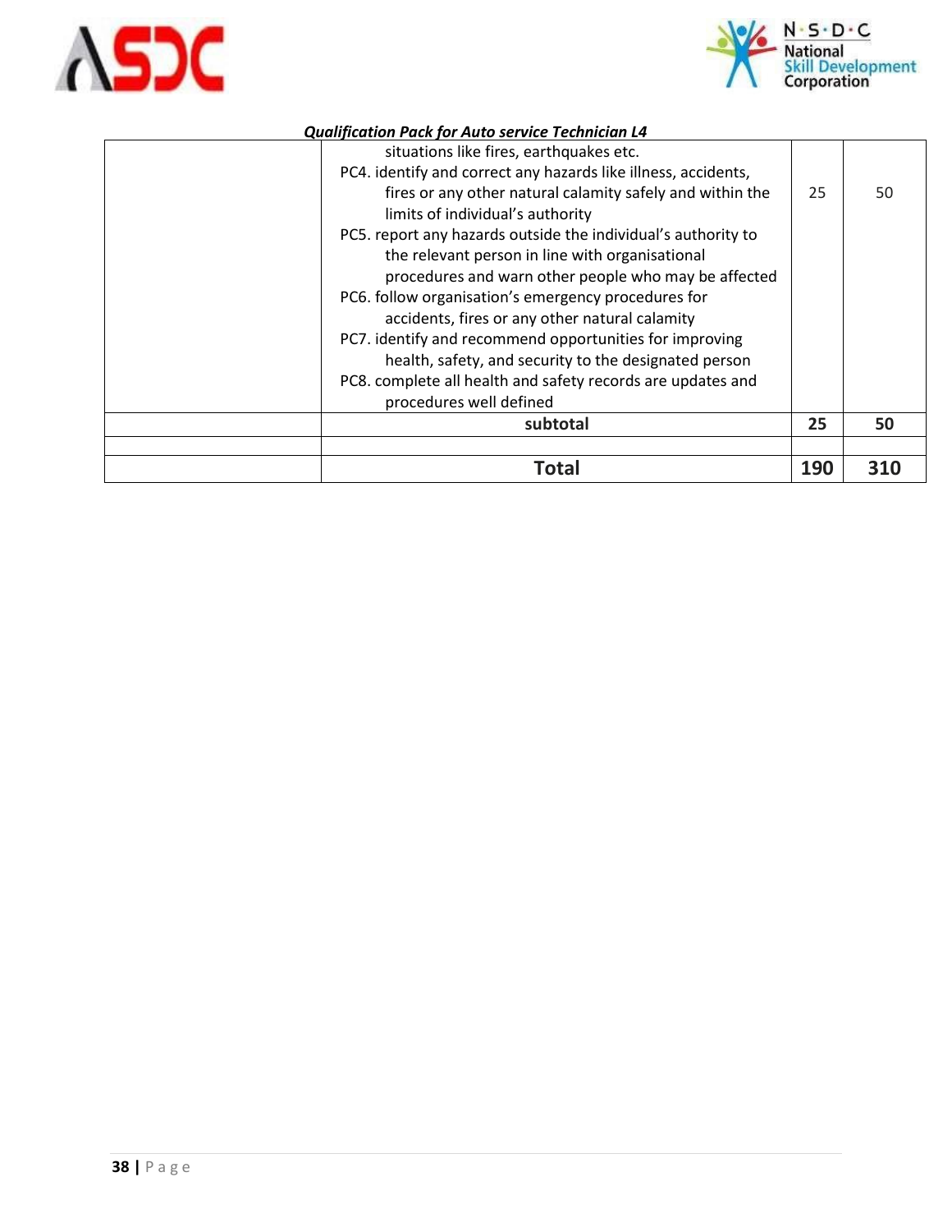| | | | |
|---|---|---|---|
| | situations like fires, earthquakes etc.<br>PC4. identify and correct any hazards like illness, accidents, fires or any other natural calamity safely and within the limits of individual's authority<br>PC5. report any hazards outside the individual's authority to the relevant person in line with organisational procedures and warn other people who may be affected<br>PC6. follow organisation's emergency procedures for accidents, fires or any other natural calamity<br>PC7. identify and recommend opportunities for improving health, safety, and security to the designated person<br>PC8. complete all health and safety records are updates and procedures well defined | 25 | 50 |
| | **subtotal** | **25** | **50** |
| | | | |
| | **Total** | **190** | **310** |